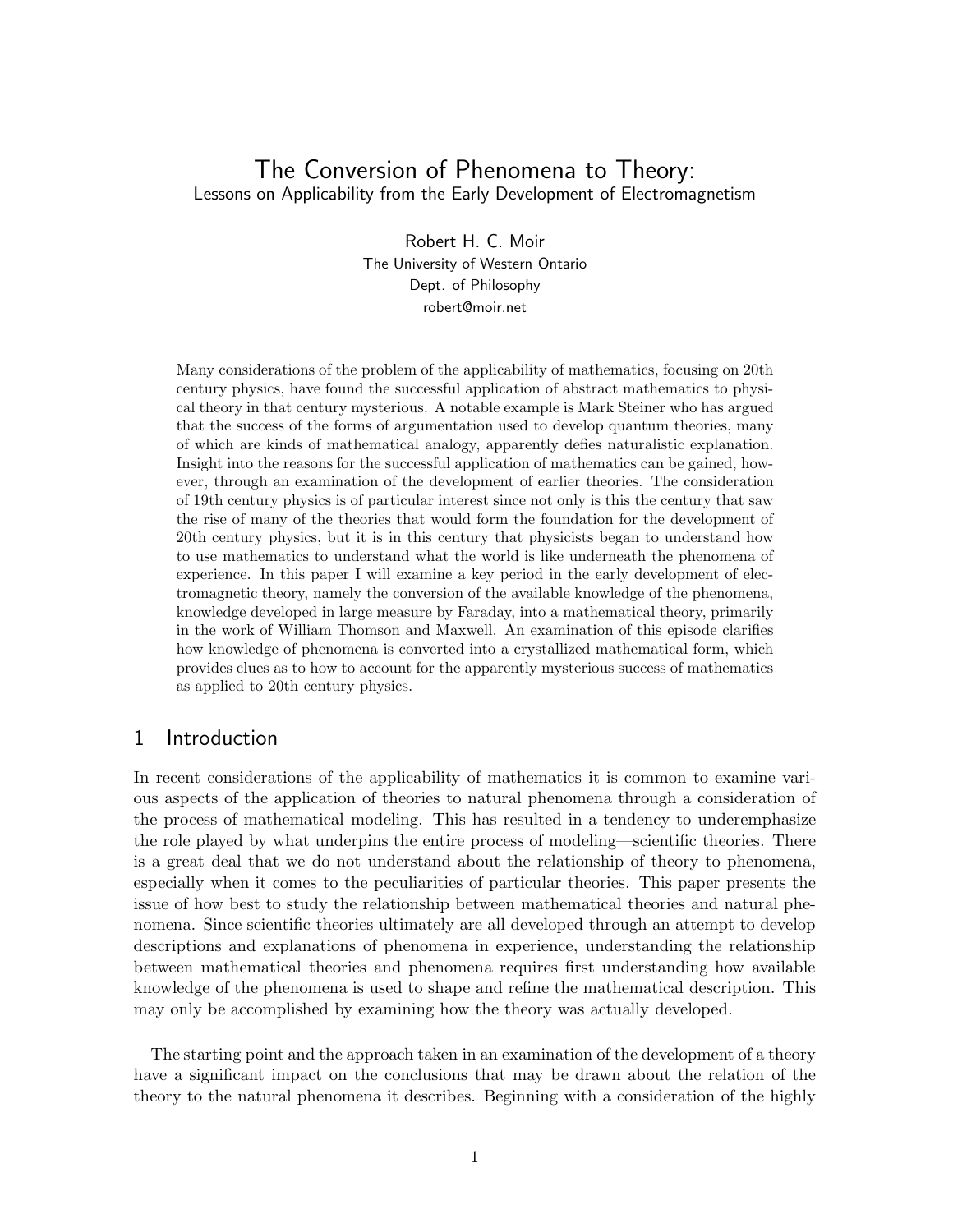# The Conversion of Phenomena to Theory:

## Lessons on Applicability from the Early Development of Electromagnetism

Robert H. C. Moir
The University of Western Ontario
Dept. of Philosophy
robert@moir.net

Many considerations of the problem of the applicability of mathematics, focusing on 20th century physics, have found the successful application of abstract mathematics to physical theory in that century mysterious. A notable example is Mark Steiner who has argued that the success of the forms of argumentation used to develop quantum theories, many of which are kinds of mathematical analogy, apparently defies naturalistic explanation. Insight into the reasons for the successful application of mathematics can be gained, however, through an examination of the development of earlier theories. The consideration of 19th century physics is of particular interest since not only is this the century that saw the rise of many of the theories that would form the foundation for the development of 20th century physics, but it is in this century that physicists began to understand how to use mathematics to understand what the world is like underneath the phenomena of experience. In this paper I will examine a key period in the early development of electromagnetic theory, namely the conversion of the available knowledge of the phenomena, knowledge developed in large measure by Faraday, into a mathematical theory, primarily in the work of William Thomson and Maxwell. An examination of this episode clarifies how knowledge of phenomena is converted into a crystallized mathematical form, which provides clues as to how to account for the apparently mysterious success of mathematics as applied to 20th century physics.

## 1 Introduction

In recent considerations of the applicability of mathematics it is common to examine various aspects of the application of theories to natural phenomena through a consideration of the process of mathematical modeling. This has resulted in a tendency to underemphasize the role played by what underpins the entire process of modeling—scientific theories. There is a great deal that we do not understand about the relationship of theory to phenomena, especially when it comes to the peculiarities of particular theories. This paper presents the issue of how best to study the relationship between mathematical theories and natural phenomena. Since scientific theories ultimately are all developed through an attempt to develop descriptions and explanations of phenomena in experience, understanding the relationship between mathematical theories and phenomena requires first understanding how available knowledge of the phenomena is used to shape and refine the mathematical description. This may only be accomplished by examining how the theory was actually developed.

The starting point and the approach taken in an examination of the development of a theory have a significant impact on the conclusions that may be drawn about the relation of the theory to the natural phenomena it describes. Beginning with a consideration of the highly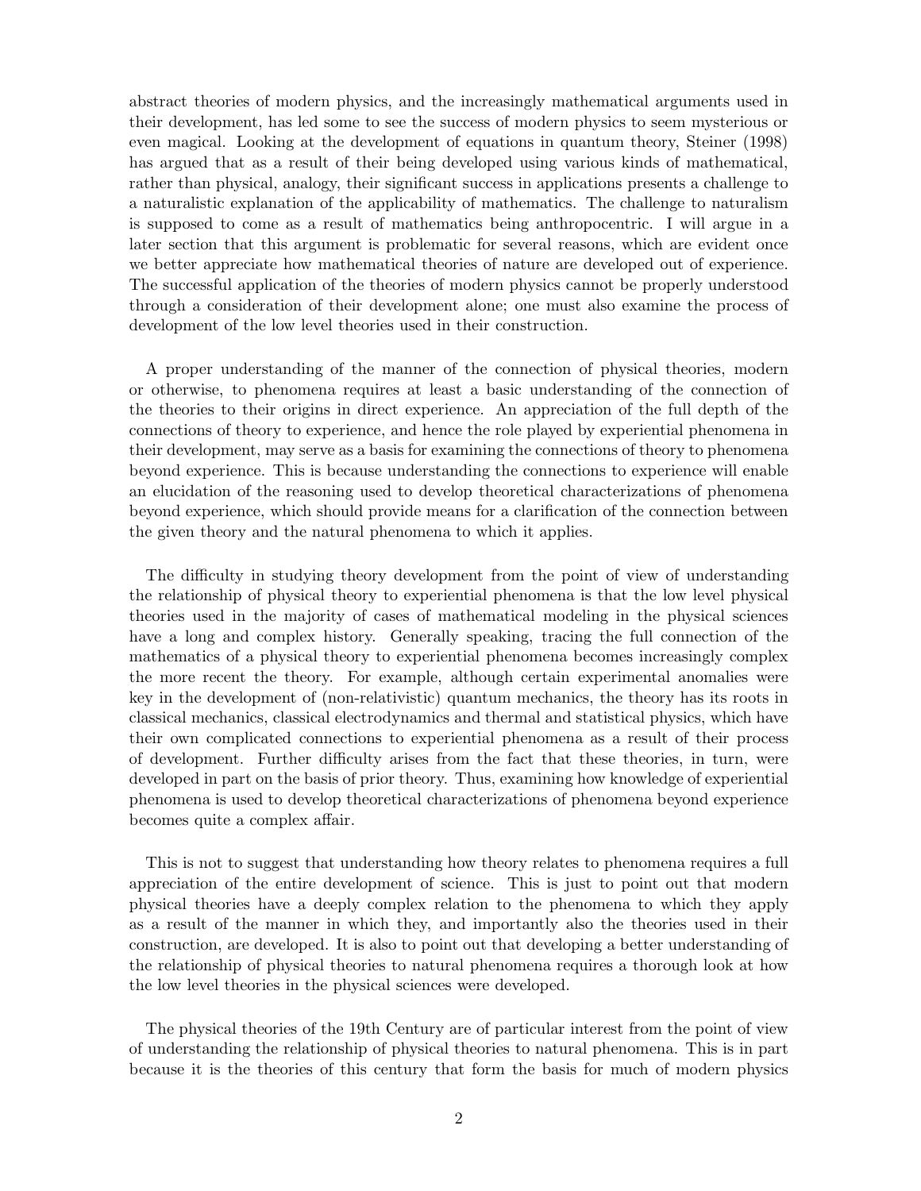abstract theories of modern physics, and the increasingly mathematical arguments used in their development, has led some to see the success of modern physics to seem mysterious or even magical. Looking at the development of equations in quantum theory, Steiner (1998) has argued that as a result of their being developed using various kinds of mathematical, rather than physical, analogy, their significant success in applications presents a challenge to a naturalistic explanation of the applicability of mathematics. The challenge to naturalism is supposed to come as a result of mathematics being anthropocentric. I will argue in a later section that this argument is problematic for several reasons, which are evident once we better appreciate how mathematical theories of nature are developed out of experience. The successful application of the theories of modern physics cannot be properly understood through a consideration of their development alone; one must also examine the process of development of the low level theories used in their construction.

A proper understanding of the manner of the connection of physical theories, modern or otherwise, to phenomena requires at least a basic understanding of the connection of the theories to their origins in direct experience. An appreciation of the full depth of the connections of theory to experience, and hence the role played by experiential phenomena in their development, may serve as a basis for examining the connections of theory to phenomena beyond experience. This is because understanding the connections to experience will enable an elucidation of the reasoning used to develop theoretical characterizations of phenomena beyond experience, which should provide means for a clarification of the connection between the given theory and the natural phenomena to which it applies.

The difficulty in studying theory development from the point of view of understanding the relationship of physical theory to experiential phenomena is that the low level physical theories used in the majority of cases of mathematical modeling in the physical sciences have a long and complex history. Generally speaking, tracing the full connection of the mathematics of a physical theory to experiential phenomena becomes increasingly complex the more recent the theory. For example, although certain experimental anomalies were key in the development of (non-relativistic) quantum mechanics, the theory has its roots in classical mechanics, classical electrodynamics and thermal and statistical physics, which have their own complicated connections to experiential phenomena as a result of their process of development. Further difficulty arises from the fact that these theories, in turn, were developed in part on the basis of prior theory. Thus, examining how knowledge of experiential phenomena is used to develop theoretical characterizations of phenomena beyond experience becomes quite a complex affair.

This is not to suggest that understanding how theory relates to phenomena requires a full appreciation of the entire development of science. This is just to point out that modern physical theories have a deeply complex relation to the phenomena to which they apply as a result of the manner in which they, and importantly also the theories used in their construction, are developed. It is also to point out that developing a better understanding of the relationship of physical theories to natural phenomena requires a thorough look at how the low level theories in the physical sciences were developed.

The physical theories of the 19th Century are of particular interest from the point of view of understanding the relationship of physical theories to natural phenomena. This is in part because it is the theories of this century that form the basis for much of modern physics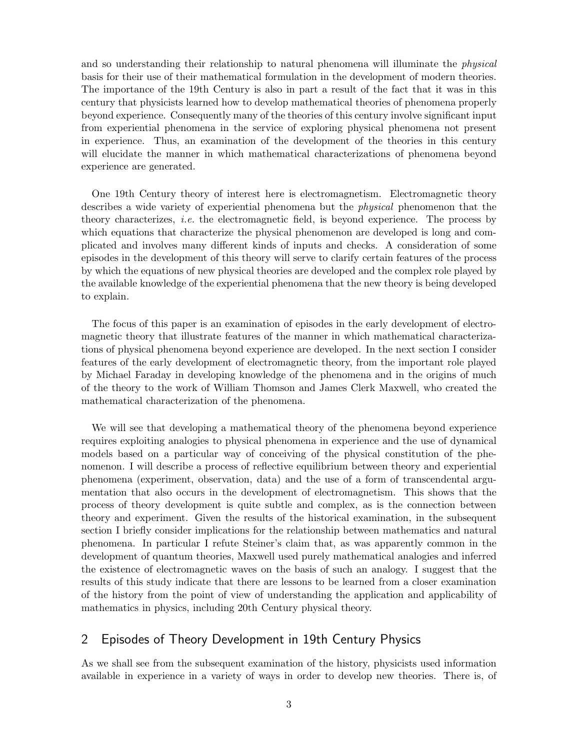and so understanding their relationship to natural phenomena will illuminate the *physical* basis for their use of their mathematical formulation in the development of modern theories. The importance of the 19th Century is also in part a result of the fact that it was in this century that physicists learned how to develop mathematical theories of phenomena properly beyond experience. Consequently many of the theories of this century involve significant input from experiential phenomena in the service of exploring physical phenomena not present in experience. Thus, an examination of the development of the theories in this century will elucidate the manner in which mathematical characterizations of phenomena beyond experience are generated.

One 19th Century theory of interest here is electromagnetism. Electromagnetic theory describes a wide variety of experiential phenomena but the *physical* phenomenon that the theory characterizes, *i.e.* the electromagnetic field, is beyond experience. The process by which equations that characterize the physical phenomenon are developed is long and complicated and involves many different kinds of inputs and checks. A consideration of some episodes in the development of this theory will serve to clarify certain features of the process by which the equations of new physical theories are developed and the complex role played by the available knowledge of the experiential phenomena that the new theory is being developed to explain.

The focus of this paper is an examination of episodes in the early development of electromagnetic theory that illustrate features of the manner in which mathematical characterizations of physical phenomena beyond experience are developed. In the next section I consider features of the early development of electromagnetic theory, from the important role played by Michael Faraday in developing knowledge of the phenomena and in the origins of much of the theory to the work of William Thomson and James Clerk Maxwell, who created the mathematical characterization of the phenomena.

We will see that developing a mathematical theory of the phenomena beyond experience requires exploiting analogies to physical phenomena in experience and the use of dynamical models based on a particular way of conceiving of the physical constitution of the phenomenon. I will describe a process of reflective equilibrium between theory and experiential phenomena (experiment, observation, data) and the use of a form of transcendental argumentation that also occurs in the development of electromagnetism. This shows that the process of theory development is quite subtle and complex, as is the connection between theory and experiment. Given the results of the historical examination, in the subsequent section I briefly consider implications for the relationship between mathematics and natural phenomena. In particular I refute Steiner's claim that, as was apparently common in the development of quantum theories, Maxwell used purely mathematical analogies and inferred the existence of electromagnetic waves on the basis of such an analogy. I suggest that the results of this study indicate that there are lessons to be learned from a closer examination of the history from the point of view of understanding the application and applicability of mathematics in physics, including 20th Century physical theory.

## 2 Episodes of Theory Development in 19th Century Physics

As we shall see from the subsequent examination of the history, physicists used information available in experience in a variety of ways in order to develop new theories. There is, of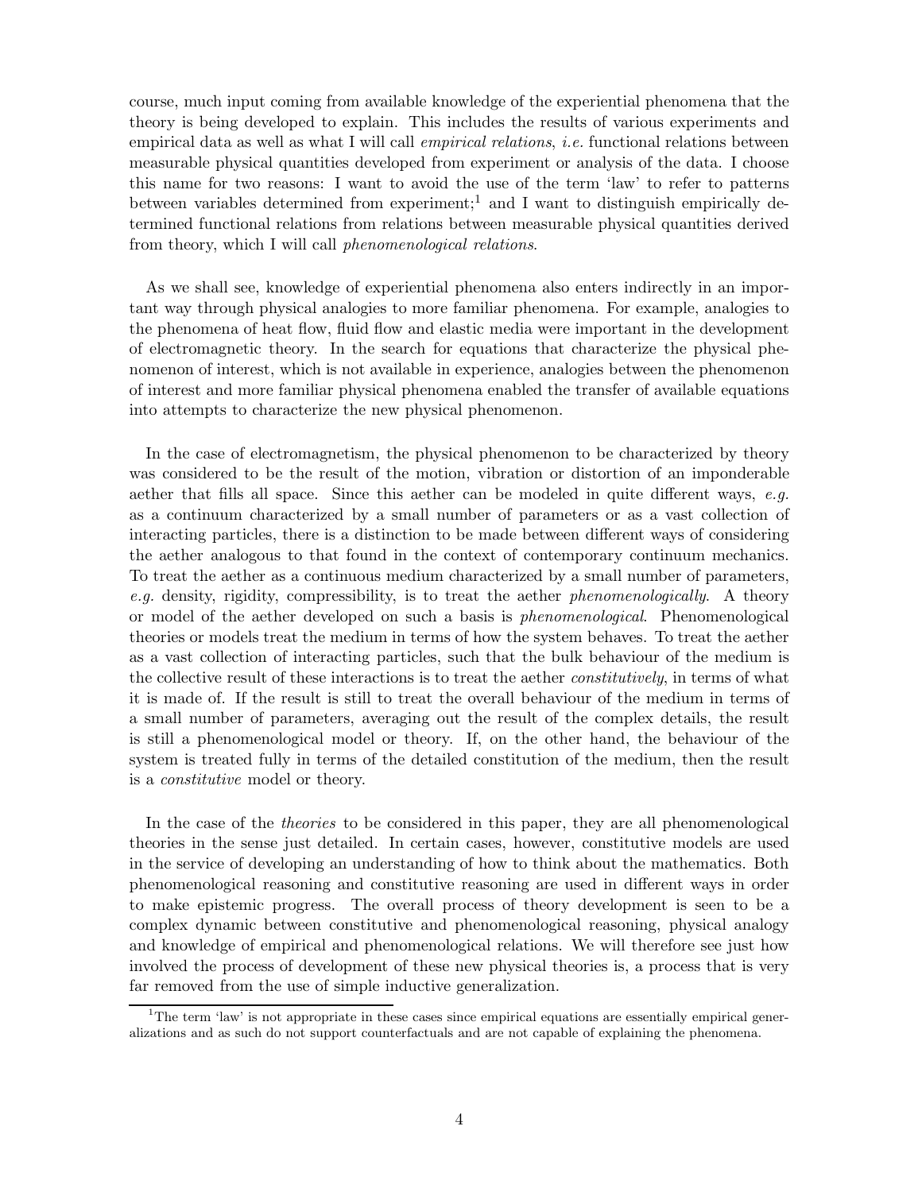course, much input coming from available knowledge of the experiential phenomena that the theory is being developed to explain. This includes the results of various experiments and empirical data as well as what I will call *empirical relations*, *i.e.* functional relations between measurable physical quantities developed from experiment or analysis of the data. I choose this name for two reasons: I want to avoid the use of the term 'law' to refer to patterns between variables determined from experiment;[1] and I want to distinguish empirically determined functional relations from relations between measurable physical quantities derived from theory, which I will call *phenomenological relations*.

As we shall see, knowledge of experiential phenomena also enters indirectly in an important way through physical analogies to more familiar phenomena. For example, analogies to the phenomena of heat flow, fluid flow and elastic media were important in the development of electromagnetic theory. In the search for equations that characterize the physical phenomenon of interest, which is not available in experience, analogies between the phenomenon of interest and more familiar physical phenomena enabled the transfer of available equations into attempts to characterize the new physical phenomenon.

In the case of electromagnetism, the physical phenomenon to be characterized by theory was considered to be the result of the motion, vibration or distortion of an imponderable aether that fills all space. Since this aether can be modeled in quite different ways, *e.g.* as a continuum characterized by a small number of parameters or as a vast collection of interacting particles, there is a distinction to be made between different ways of considering the aether analogous to that found in the context of contemporary continuum mechanics. To treat the aether as a continuous medium characterized by a small number of parameters, *e.g.* density, rigidity, compressibility, is to treat the aether *phenomenologically*. A theory or model of the aether developed on such a basis is *phenomenological*. Phenomenological theories or models treat the medium in terms of how the system behaves. To treat the aether as a vast collection of interacting particles, such that the bulk behaviour of the medium is the collective result of these interactions is to treat the aether *constitutively*, in terms of what it is made of. If the result is still to treat the overall behaviour of the medium in terms of a small number of parameters, averaging out the result of the complex details, the result is still a phenomenological model or theory. If, on the other hand, the behaviour of the system is treated fully in terms of the detailed constitution of the medium, then the result is a *constitutive* model or theory.

In the case of the *theories* to be considered in this paper, they are all phenomenological theories in the sense just detailed. In certain cases, however, constitutive models are used in the service of developing an understanding of how to think about the mathematics. Both phenomenological reasoning and constitutive reasoning are used in different ways in order to make epistemic progress. The overall process of theory development is seen to be a complex dynamic between constitutive and phenomenological reasoning, physical analogy and knowledge of empirical and phenomenological relations. We will therefore see just how involved the process of development of these new physical theories is, a process that is very far removed from the use of simple inductive generalization.

[1] The term 'law' is not appropriate in these cases since empirical equations are essentially empirical generalizations and as such do not support counterfactuals and are not capable of explaining the phenomena.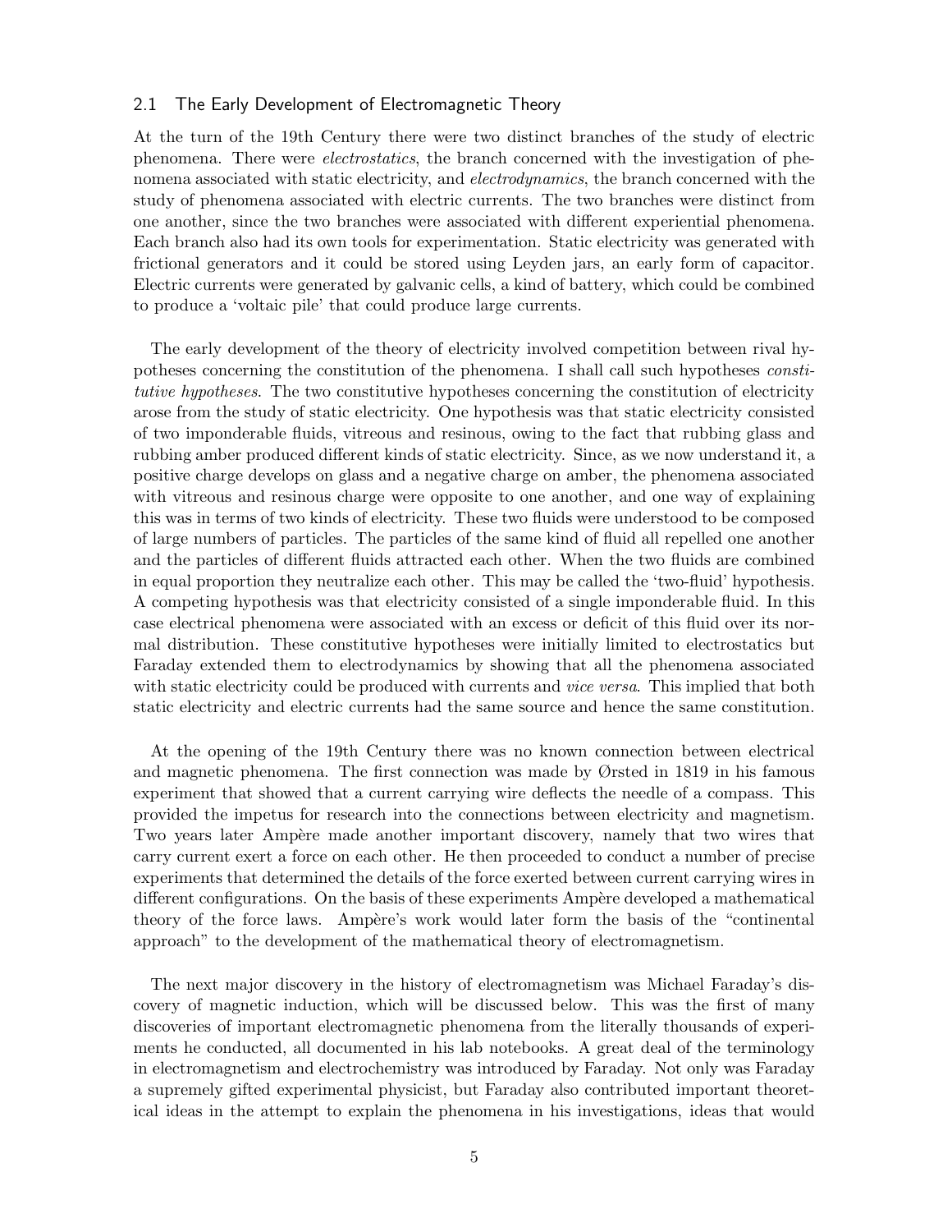### 2.1 The Early Development of Electromagnetic Theory

At the turn of the 19th Century there were two distinct branches of the study of electric phenomena. There were *electrostatics*, the branch concerned with the investigation of phenomena associated with static electricity, and *electrodynamics*, the branch concerned with the study of phenomena associated with electric currents. The two branches were distinct from one another, since the two branches were associated with different experiential phenomena. Each branch also had its own tools for experimentation. Static electricity was generated with frictional generators and it could be stored using Leyden jars, an early form of capacitor. Electric currents were generated by galvanic cells, a kind of battery, which could be combined to produce a 'voltaic pile' that could produce large currents.

The early development of the theory of electricity involved competition between rival hypotheses concerning the constitution of the phenomena. I shall call such hypotheses *constitutive hypotheses*. The two constitutive hypotheses concerning the constitution of electricity arose from the study of static electricity. One hypothesis was that static electricity consisted of two imponderable fluids, vitreous and resinous, owing to the fact that rubbing glass and rubbing amber produced different kinds of static electricity. Since, as we now understand it, a positive charge develops on glass and a negative charge on amber, the phenomena associated with vitreous and resinous charge were opposite to one another, and one way of explaining this was in terms of two kinds of electricity. These two fluids were understood to be composed of large numbers of particles. The particles of the same kind of fluid all repelled one another and the particles of different fluids attracted each other. When the two fluids are combined in equal proportion they neutralize each other. This may be called the 'two-fluid' hypothesis. A competing hypothesis was that electricity consisted of a single imponderable fluid. In this case electrical phenomena were associated with an excess or deficit of this fluid over its normal distribution. These constitutive hypotheses were initially limited to electrostatics but Faraday extended them to electrodynamics by showing that all the phenomena associated with static electricity could be produced with currents and *vice versa*. This implied that both static electricity and electric currents had the same source and hence the same constitution.

At the opening of the 19th Century there was no known connection between electrical and magnetic phenomena. The first connection was made by Ørsted in 1819 in his famous experiment that showed that a current carrying wire deflects the needle of a compass. This provided the impetus for research into the connections between electricity and magnetism. Two years later Ampère made another important discovery, namely that two wires that carry current exert a force on each other. He then proceeded to conduct a number of precise experiments that determined the details of the force exerted between current carrying wires in different configurations. On the basis of these experiments Ampère developed a mathematical theory of the force laws. Ampère's work would later form the basis of the "continental approach" to the development of the mathematical theory of electromagnetism.

The next major discovery in the history of electromagnetism was Michael Faraday's discovery of magnetic induction, which will be discussed below. This was the first of many discoveries of important electromagnetic phenomena from the literally thousands of experiments he conducted, all documented in his lab notebooks. A great deal of the terminology in electromagnetism and electrochemistry was introduced by Faraday. Not only was Faraday a supremely gifted experimental physicist, but Faraday also contributed important theoretical ideas in the attempt to explain the phenomena in his investigations, ideas that would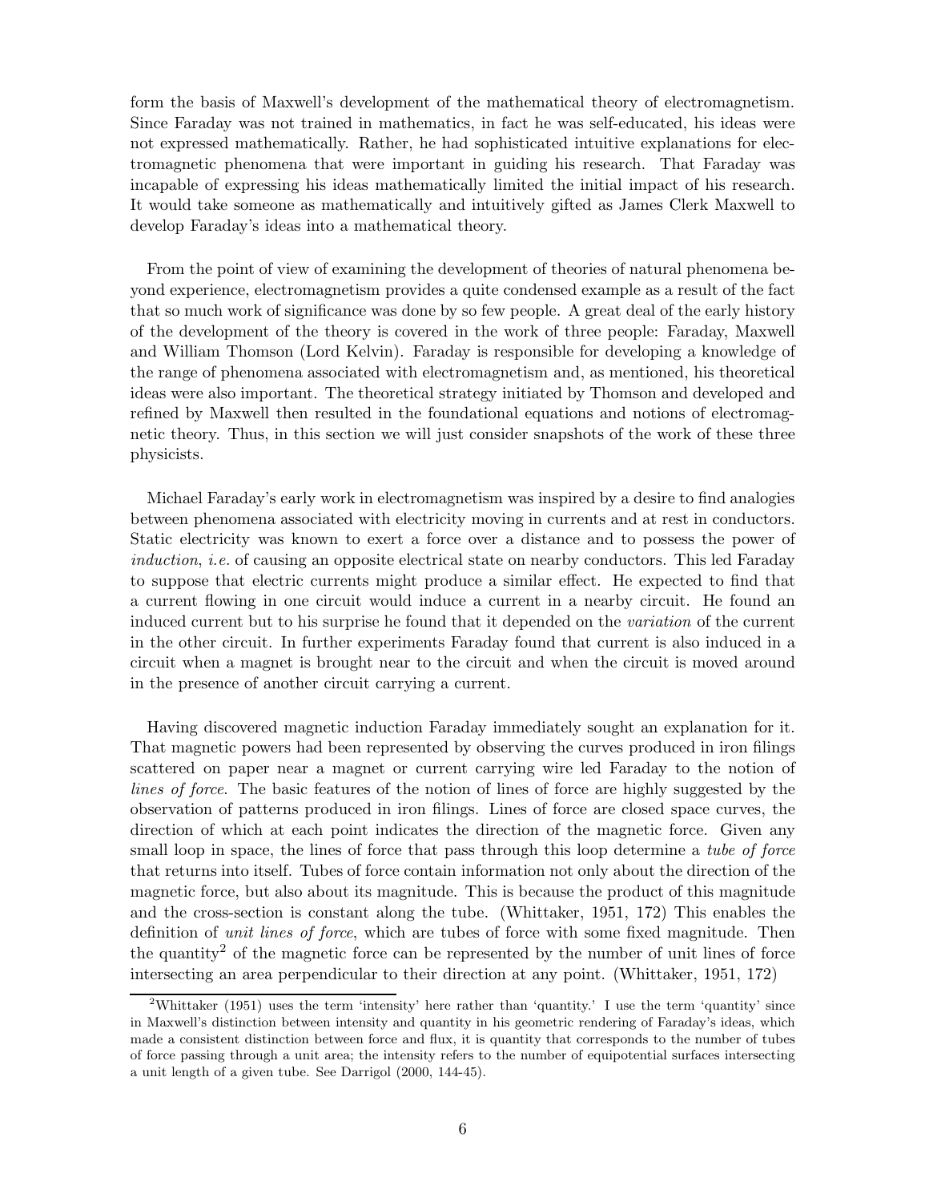form the basis of Maxwell's development of the mathematical theory of electromagnetism. Since Faraday was not trained in mathematics, in fact he was self-educated, his ideas were not expressed mathematically. Rather, he had sophisticated intuitive explanations for electromagnetic phenomena that were important in guiding his research. That Faraday was incapable of expressing his ideas mathematically limited the initial impact of his research. It would take someone as mathematically and intuitively gifted as James Clerk Maxwell to develop Faraday's ideas into a mathematical theory.

From the point of view of examining the development of theories of natural phenomena beyond experience, electromagnetism provides a quite condensed example as a result of the fact that so much work of significance was done by so few people. A great deal of the early history of the development of the theory is covered in the work of three people: Faraday, Maxwell and William Thomson (Lord Kelvin). Faraday is responsible for developing a knowledge of the range of phenomena associated with electromagnetism and, as mentioned, his theoretical ideas were also important. The theoretical strategy initiated by Thomson and developed and refined by Maxwell then resulted in the foundational equations and notions of electromagnetic theory. Thus, in this section we will just consider snapshots of the work of these three physicists.

Michael Faraday's early work in electromagnetism was inspired by a desire to find analogies between phenomena associated with electricity moving in currents and at rest in conductors. Static electricity was known to exert a force over a distance and to possess the power of *induction*, *i.e.* of causing an opposite electrical state on nearby conductors. This led Faraday to suppose that electric currents might produce a similar effect. He expected to find that a current flowing in one circuit would induce a current in a nearby circuit. He found an induced current but to his surprise he found that it depended on the *variation* of the current in the other circuit. In further experiments Faraday found that current is also induced in a circuit when a magnet is brought near to the circuit and when the circuit is moved around in the presence of another circuit carrying a current.

Having discovered magnetic induction Faraday immediately sought an explanation for it. That magnetic powers had been represented by observing the curves produced in iron filings scattered on paper near a magnet or current carrying wire led Faraday to the notion of *lines of force*. The basic features of the notion of lines of force are highly suggested by the observation of patterns produced in iron filings. Lines of force are closed space curves, the direction of which at each point indicates the direction of the magnetic force. Given any small loop in space, the lines of force that pass through this loop determine a *tube of force* that returns into itself. Tubes of force contain information not only about the direction of the magnetic force, but also about its magnitude. This is because the product of this magnitude and the cross-section is constant along the tube. (Whittaker, 1951, 172) This enables the definition of *unit lines of force*, which are tubes of force with some fixed magnitude. Then the quantity[2] of the magnetic force can be represented by the number of unit lines of force intersecting an area perpendicular to their direction at any point. (Whittaker, 1951, 172)

[2] Whittaker (1951) uses the term 'intensity' here rather than 'quantity.' I use the term 'quantity' since in Maxwell's distinction between intensity and quantity in his geometric rendering of Faraday's ideas, which made a consistent distinction between force and flux, it is quantity that corresponds to the number of tubes of force passing through a unit area; the intensity refers to the number of equipotential surfaces intersecting a unit length of a given tube. See Darrigol (2000, 144-45).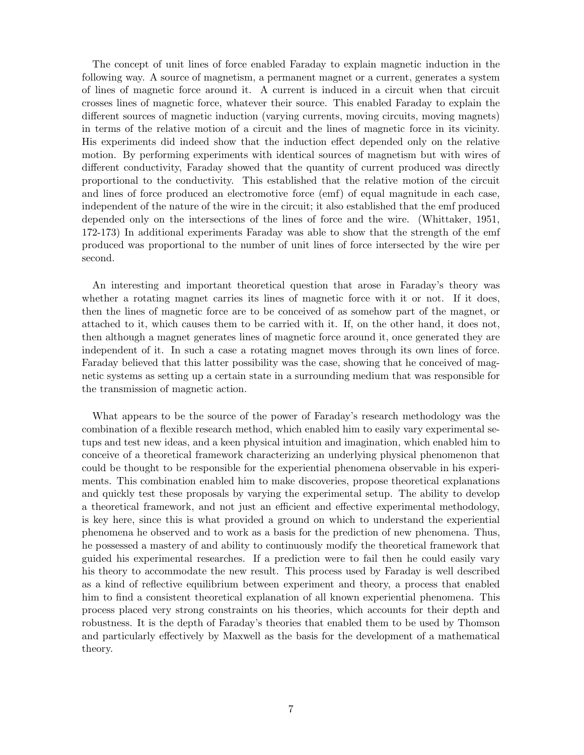The concept of unit lines of force enabled Faraday to explain magnetic induction in the following way. A source of magnetism, a permanent magnet or a current, generates a system of lines of magnetic force around it. A current is induced in a circuit when that circuit crosses lines of magnetic force, whatever their source. This enabled Faraday to explain the different sources of magnetic induction (varying currents, moving circuits, moving magnets) in terms of the relative motion of a circuit and the lines of magnetic force in its vicinity. His experiments did indeed show that the induction effect depended only on the relative motion. By performing experiments with identical sources of magnetism but with wires of different conductivity, Faraday showed that the quantity of current produced was directly proportional to the conductivity. This established that the relative motion of the circuit and lines of force produced an electromotive force (emf) of equal magnitude in each case, independent of the nature of the wire in the circuit; it also established that the emf produced depended only on the intersections of the lines of force and the wire. (Whittaker, 1951, 172-173) In additional experiments Faraday was able to show that the strength of the emf produced was proportional to the number of unit lines of force intersected by the wire per second.

An interesting and important theoretical question that arose in Faraday's theory was whether a rotating magnet carries its lines of magnetic force with it or not. If it does, then the lines of magnetic force are to be conceived of as somehow part of the magnet, or attached to it, which causes them to be carried with it. If, on the other hand, it does not, then although a magnet generates lines of magnetic force around it, once generated they are independent of it. In such a case a rotating magnet moves through its own lines of force. Faraday believed that this latter possibility was the case, showing that he conceived of magnetic systems as setting up a certain state in a surrounding medium that was responsible for the transmission of magnetic action.

What appears to be the source of the power of Faraday's research methodology was the combination of a flexible research method, which enabled him to easily vary experimental setups and test new ideas, and a keen physical intuition and imagination, which enabled him to conceive of a theoretical framework characterizing an underlying physical phenomenon that could be thought to be responsible for the experiential phenomena observable in his experiments. This combination enabled him to make discoveries, propose theoretical explanations and quickly test these proposals by varying the experimental setup. The ability to develop a theoretical framework, and not just an efficient and effective experimental methodology, is key here, since this is what provided a ground on which to understand the experiential phenomena he observed and to work as a basis for the prediction of new phenomena. Thus, he possessed a mastery of and ability to continuously modify the theoretical framework that guided his experimental researches. If a prediction were to fail then he could easily vary his theory to accommodate the new result. This process used by Faraday is well described as a kind of reflective equilibrium between experiment and theory, a process that enabled him to find a consistent theoretical explanation of all known experiential phenomena. This process placed very strong constraints on his theories, which accounts for their depth and robustness. It is the depth of Faraday's theories that enabled them to be used by Thomson and particularly effectively by Maxwell as the basis for the development of a mathematical theory.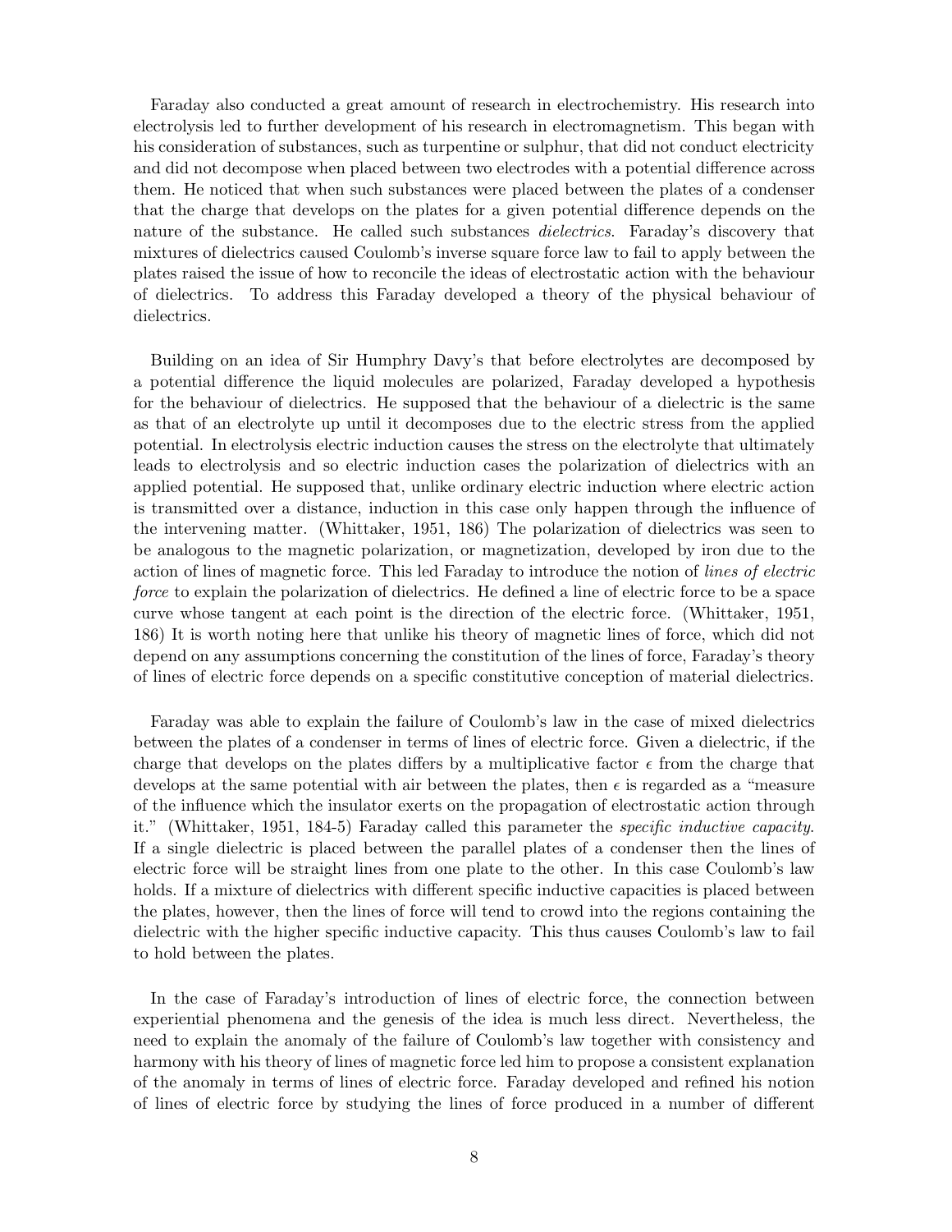Faraday also conducted a great amount of research in electrochemistry. His research into electrolysis led to further development of his research in electromagnetism. This began with his consideration of substances, such as turpentine or sulphur, that did not conduct electricity and did not decompose when placed between two electrodes with a potential difference across them. He noticed that when such substances were placed between the plates of a condenser that the charge that develops on the plates for a given potential difference depends on the nature of the substance. He called such substances *dielectrics*. Faraday's discovery that mixtures of dielectrics caused Coulomb's inverse square force law to fail to apply between the plates raised the issue of how to reconcile the ideas of electrostatic action with the behaviour of dielectrics. To address this Faraday developed a theory of the physical behaviour of dielectrics.

Building on an idea of Sir Humphry Davy's that before electrolytes are decomposed by a potential difference the liquid molecules are polarized, Faraday developed a hypothesis for the behaviour of dielectrics. He supposed that the behaviour of a dielectric is the same as that of an electrolyte up until it decomposes due to the electric stress from the applied potential. In electrolysis electric induction causes the stress on the electrolyte that ultimately leads to electrolysis and so electric induction cases the polarization of dielectrics with an applied potential. He supposed that, unlike ordinary electric induction where electric action is transmitted over a distance, induction in this case only happen through the influence of the intervening matter. (Whittaker, 1951, 186) The polarization of dielectrics was seen to be analogous to the magnetic polarization, or magnetization, developed by iron due to the action of lines of magnetic force. This led Faraday to introduce the notion of *lines of electric force* to explain the polarization of dielectrics. He defined a line of electric force to be a space curve whose tangent at each point is the direction of the electric force. (Whittaker, 1951, 186) It is worth noting here that unlike his theory of magnetic lines of force, which did not depend on any assumptions concerning the constitution of the lines of force, Faraday's theory of lines of electric force depends on a specific constitutive conception of material dielectrics.

Faraday was able to explain the failure of Coulomb's law in the case of mixed dielectrics between the plates of a condenser in terms of lines of electric force. Given a dielectric, if the charge that develops on the plates differs by a multiplicative factor $\epsilon$ from the charge that develops at the same potential with air between the plates, then $\epsilon$ is regarded as a "measure of the influence which the insulator exerts on the propagation of electrostatic action through it." (Whittaker, 1951, 184-5) Faraday called this parameter the *specific inductive capacity*. If a single dielectric is placed between the parallel plates of a condenser then the lines of electric force will be straight lines from one plate to the other. In this case Coulomb's law holds. If a mixture of dielectrics with different specific inductive capacities is placed between the plates, however, then the lines of force will tend to crowd into the regions containing the dielectric with the higher specific inductive capacity. This thus causes Coulomb's law to fail to hold between the plates.

In the case of Faraday's introduction of lines of electric force, the connection between experiential phenomena and the genesis of the idea is much less direct. Nevertheless, the need to explain the anomaly of the failure of Coulomb's law together with consistency and harmony with his theory of lines of magnetic force led him to propose a consistent explanation of the anomaly in terms of lines of electric force. Faraday developed and refined his notion of lines of electric force by studying the lines of force produced in a number of different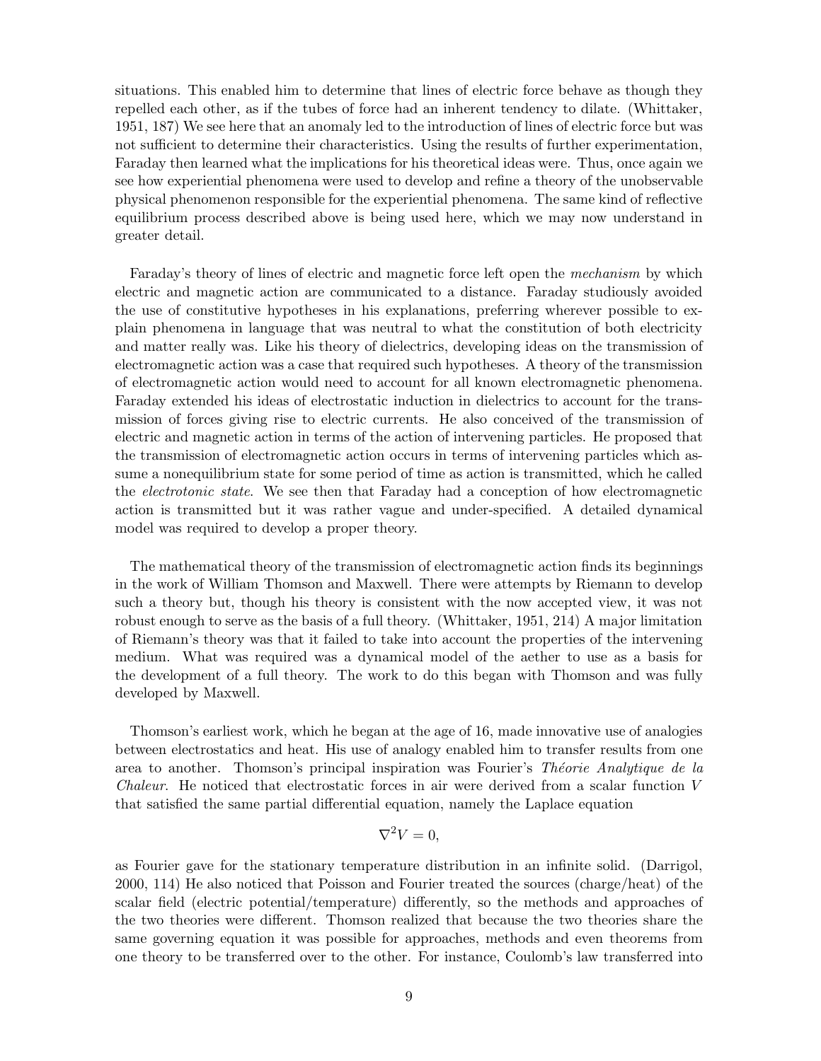situations. This enabled him to determine that lines of electric force behave as though they repelled each other, as if the tubes of force had an inherent tendency to dilate. (Whittaker, 1951, 187) We see here that an anomaly led to the introduction of lines of electric force but was not sufficient to determine their characteristics. Using the results of further experimentation, Faraday then learned what the implications for his theoretical ideas were. Thus, once again we see how experiential phenomena were used to develop and refine a theory of the unobservable physical phenomenon responsible for the experiential phenomena. The same kind of reflective equilibrium process described above is being used here, which we may now understand in greater detail.

Faraday's theory of lines of electric and magnetic force left open the *mechanism* by which electric and magnetic action are communicated to a distance. Faraday studiously avoided the use of constitutive hypotheses in his explanations, preferring wherever possible to explain phenomena in language that was neutral to what the constitution of both electricity and matter really was. Like his theory of dielectrics, developing ideas on the transmission of electromagnetic action was a case that required such hypotheses. A theory of the transmission of electromagnetic action would need to account for all known electromagnetic phenomena. Faraday extended his ideas of electrostatic induction in dielectrics to account for the transmission of forces giving rise to electric currents. He also conceived of the transmission of electric and magnetic action in terms of the action of intervening particles. He proposed that the transmission of electromagnetic action occurs in terms of intervening particles which assume a nonequilibrium state for some period of time as action is transmitted, which he called the *electrotonic state*. We see then that Faraday had a conception of how electromagnetic action is transmitted but it was rather vague and under-specified. A detailed dynamical model was required to develop a proper theory.

The mathematical theory of the transmission of electromagnetic action finds its beginnings in the work of William Thomson and Maxwell. There were attempts by Riemann to develop such a theory but, though his theory is consistent with the now accepted view, it was not robust enough to serve as the basis of a full theory. (Whittaker, 1951, 214) A major limitation of Riemann's theory was that it failed to take into account the properties of the intervening medium. What was required was a dynamical model of the aether to use as a basis for the development of a full theory. The work to do this began with Thomson and was fully developed by Maxwell.

Thomson's earliest work, which he began at the age of 16, made innovative use of analogies between electrostatics and heat. His use of analogy enabled him to transfer results from one area to another. Thomson's principal inspiration was Fourier's *Théorie Analytique de la Chaleur*. He noticed that electrostatic forces in air were derived from a scalar function $V$ that satisfied the same partial differential equation, namely the Laplace equation

$$\nabla^2 V = 0,$$

as Fourier gave for the stationary temperature distribution in an infinite solid. (Darrigol, 2000, 114) He also noticed that Poisson and Fourier treated the sources (charge/heat) of the scalar field (electric potential/temperature) differently, so the methods and approaches of the two theories were different. Thomson realized that because the two theories share the same governing equation it was possible for approaches, methods and even theorems from one theory to be transferred over to the other. For instance, Coulomb's law transferred into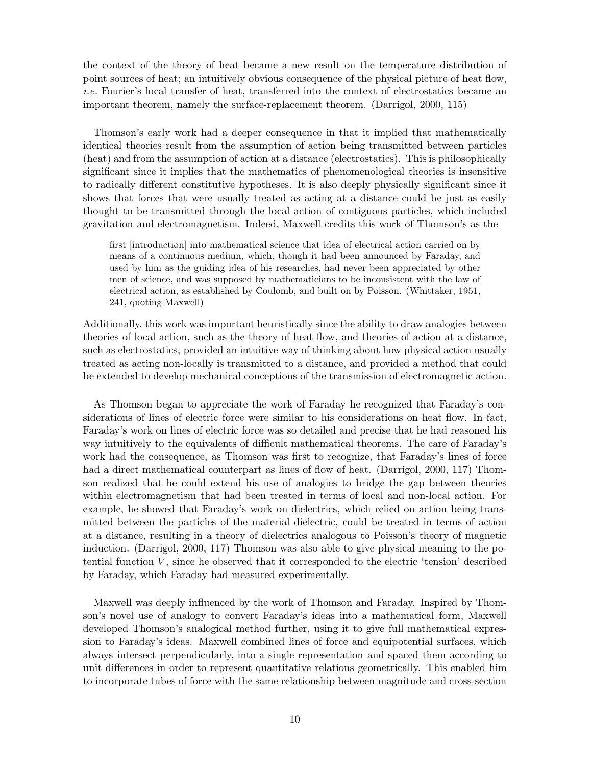the context of the theory of heat became a new result on the temperature distribution of point sources of heat; an intuitively obvious consequence of the physical picture of heat flow, *i.e.* Fourier's local transfer of heat, transferred into the context of electrostatics became an important theorem, namely the surface-replacement theorem. (Darrigol, 2000, 115)

Thomson's early work had a deeper consequence in that it implied that mathematically identical theories result from the assumption of action being transmitted between particles (heat) and from the assumption of action at a distance (electrostatics). This is philosophically significant since it implies that the mathematics of phenomenological theories is insensitive to radically different constitutive hypotheses. It is also deeply physically significant since it shows that forces that were usually treated as acting at a distance could be just as easily thought to be transmitted through the local action of contiguous particles, which included gravitation and electromagnetism. Indeed, Maxwell credits this work of Thomson's as the

> first [introduction] into mathematical science that idea of electrical action carried on by means of a continuous medium, which, though it had been announced by Faraday, and used by him as the guiding idea of his researches, had never been appreciated by other men of science, and was supposed by mathematicians to be inconsistent with the law of electrical action, as established by Coulomb, and built on by Poisson. (Whittaker, 1951, 241, quoting Maxwell)

Additionally, this work was important heuristically since the ability to draw analogies between theories of local action, such as the theory of heat flow, and theories of action at a distance, such as electrostatics, provided an intuitive way of thinking about how physical action usually treated as acting non-locally is transmitted to a distance, and provided a method that could be extended to develop mechanical conceptions of the transmission of electromagnetic action.

As Thomson began to appreciate the work of Faraday he recognized that Faraday's considerations of lines of electric force were similar to his considerations on heat flow. In fact, Faraday's work on lines of electric force was so detailed and precise that he had reasoned his way intuitively to the equivalents of difficult mathematical theorems. The care of Faraday's work had the consequence, as Thomson was first to recognize, that Faraday's lines of force had a direct mathematical counterpart as lines of flow of heat. (Darrigol, 2000, 117) Thomson realized that he could extend his use of analogies to bridge the gap between theories within electromagnetism that had been treated in terms of local and non-local action. For example, he showed that Faraday's work on dielectrics, which relied on action being transmitted between the particles of the material dielectric, could be treated in terms of action at a distance, resulting in a theory of dielectrics analogous to Poisson's theory of magnetic induction. (Darrigol, 2000, 117) Thomson was also able to give physical meaning to the potential function $V$, since he observed that it corresponded to the electric 'tension' described by Faraday, which Faraday had measured experimentally.

Maxwell was deeply influenced by the work of Thomson and Faraday. Inspired by Thomson's novel use of analogy to convert Faraday's ideas into a mathematical form, Maxwell developed Thomson's analogical method further, using it to give full mathematical expression to Faraday's ideas. Maxwell combined lines of force and equipotential surfaces, which always intersect perpendicularly, into a single representation and spaced them according to unit differences in order to represent quantitative relations geometrically. This enabled him to incorporate tubes of force with the same relationship between magnitude and cross-section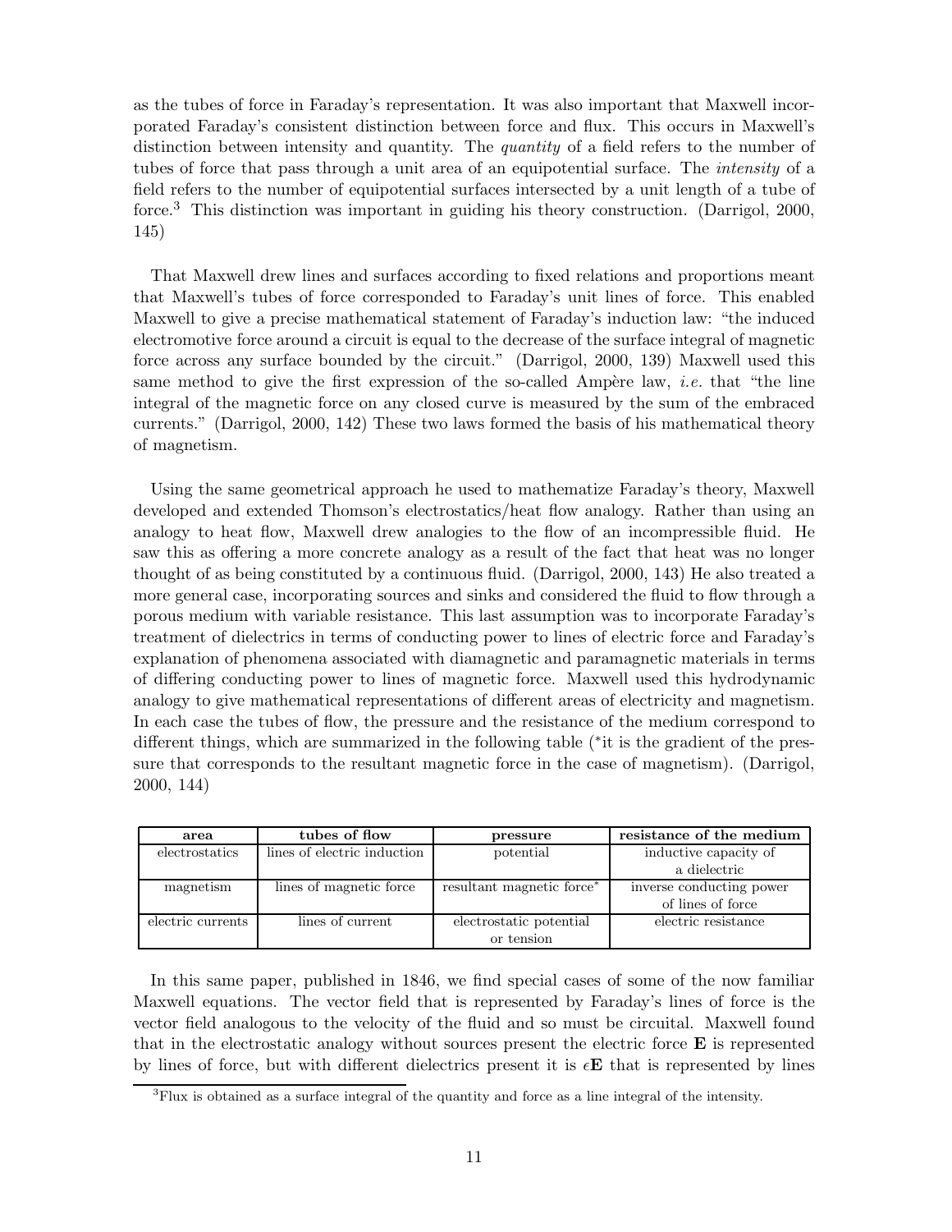as the tubes of force in Faraday's representation. It was also important that Maxwell incorporated Faraday's consistent distinction between force and flux. This occurs in Maxwell's distinction between intensity and quantity. The *quantity* of a field refers to the number of tubes of force that pass through a unit area of an equipotential surface. The *intensity* of a field refers to the number of equipotential surfaces intersected by a unit length of a tube of force.[3] This distinction was important in guiding his theory construction. (Darrigol, 2000, 145)

That Maxwell drew lines and surfaces according to fixed relations and proportions meant that Maxwell's tubes of force corresponded to Faraday's unit lines of force. This enabled Maxwell to give a precise mathematical statement of Faraday's induction law: "the induced electromotive force around a circuit is equal to the decrease of the surface integral of magnetic force across any surface bounded by the circuit." (Darrigol, 2000, 139) Maxwell used this same method to give the first expression of the so-called Ampère law, *i.e.* that "the line integral of the magnetic force on any closed curve is measured by the sum of the embraced currents." (Darrigol, 2000, 142) These two laws formed the basis of his mathematical theory of magnetism.

Using the same geometrical approach he used to mathematize Faraday's theory, Maxwell developed and extended Thomson's electrostatics/heat flow analogy. Rather than using an analogy to heat flow, Maxwell drew analogies to the flow of an incompressible fluid. He saw this as offering a more concrete analogy as a result of the fact that heat was no longer thought of as being constituted by a continuous fluid. (Darrigol, 2000, 143) He also treated a more general case, incorporating sources and sinks and considered the fluid to flow through a porous medium with variable resistance. This last assumption was to incorporate Faraday's treatment of dielectrics in terms of conducting power to lines of electric force and Faraday's explanation of phenomena associated with diamagnetic and paramagnetic materials in terms of differing conducting power to lines of magnetic force. Maxwell used this hydrodynamic analogy to give mathematical representations of different areas of electricity and magnetism. In each case the tubes of flow, the pressure and the resistance of the medium correspond to different things, which are summarized in the following table (*it is the gradient of the pressure that corresponds to the resultant magnetic force in the case of magnetism). (Darrigol, 2000, 144)

| **area** | **tubes of flow** | **pressure** | **resistance of the medium** |
|---|---|---|---|
| electrostatics | lines of electric induction | potential | inductive capacity of a dielectric |
| magnetism | lines of magnetic force | resultant magnetic force* | inverse conducting power of lines of force |
| electric currents | lines of current | electrostatic potential or tension | electric resistance |

In this same paper, published in 1846, we find special cases of some of the now familiar Maxwell equations. The vector field that is represented by Faraday's lines of force is the vector field analogous to the velocity of the fluid and so must be circuital. Maxwell found that in the electrostatic analogy without sources present the electric force $\mathbf{E}$ is represented by lines of force, but with different dielectrics present it is $\epsilon\mathbf{E}$ that is represented by lines

[3] Flux is obtained as a surface integral of the quantity and force as a line integral of the intensity.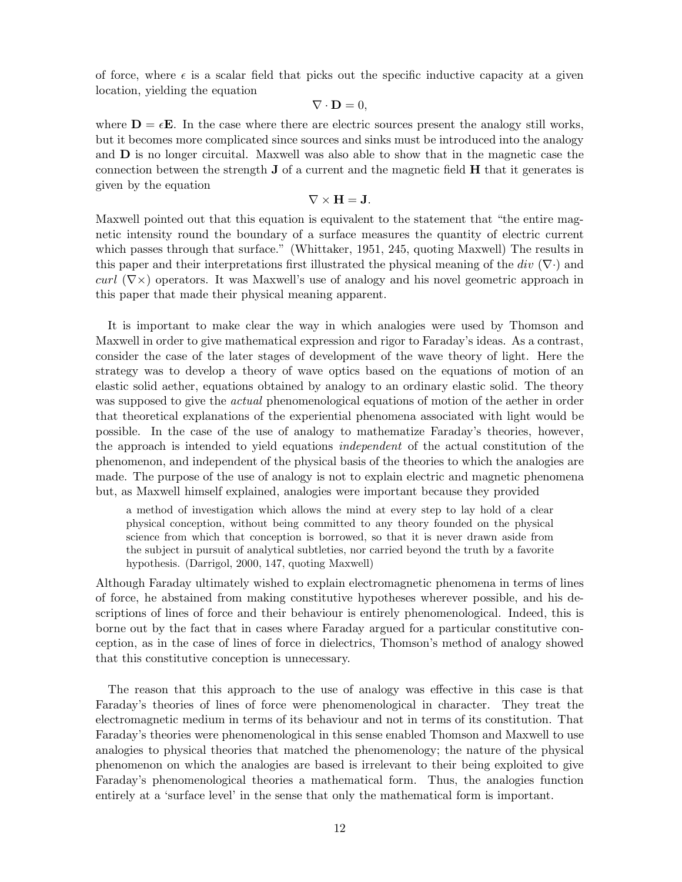of force, where $\epsilon$ is a scalar field that picks out the specific inductive capacity at a given location, yielding the equation

$$\nabla \cdot \mathbf{D} = 0,$$

where $\mathbf{D} = \epsilon\mathbf{E}$. In the case where there are electric sources present the analogy still works, but it becomes more complicated since sources and sinks must be introduced into the analogy and $\mathbf{D}$ is no longer circuital. Maxwell was also able to show that in the magnetic case the connection between the strength $\mathbf{J}$ of a current and the magnetic field $\mathbf{H}$ that it generates is given by the equation

$$\nabla \times \mathbf{H} = \mathbf{J}.$$

Maxwell pointed out that this equation is equivalent to the statement that "the entire magnetic intensity round the boundary of a surface measures the quantity of electric current which passes through that surface." (Whittaker, 1951, 245, quoting Maxwell) The results in this paper and their interpretations first illustrated the physical meaning of the *div* ($\nabla\cdot$) and *curl* ($\nabla\times$) operators. It was Maxwell's use of analogy and his novel geometric approach in this paper that made their physical meaning apparent.

It is important to make clear the way in which analogies were used by Thomson and Maxwell in order to give mathematical expression and rigor to Faraday's ideas. As a contrast, consider the case of the later stages of development of the wave theory of light. Here the strategy was to develop a theory of wave optics based on the equations of motion of an elastic solid aether, equations obtained by analogy to an ordinary elastic solid. The theory was supposed to give the *actual* phenomenological equations of motion of the aether in order that theoretical explanations of the experiential phenomena associated with light would be possible. In the case of the use of analogy to mathematize Faraday's theories, however, the approach is intended to yield equations *independent* of the actual constitution of the phenomenon, and independent of the physical basis of the theories to which the analogies are made. The purpose of the use of analogy is not to explain electric and magnetic phenomena but, as Maxwell himself explained, analogies were important because they provided

> a method of investigation which allows the mind at every step to lay hold of a clear physical conception, without being committed to any theory founded on the physical science from which that conception is borrowed, so that it is never drawn aside from the subject in pursuit of analytical subtleties, nor carried beyond the truth by a favorite hypothesis. (Darrigol, 2000, 147, quoting Maxwell)

Although Faraday ultimately wished to explain electromagnetic phenomena in terms of lines of force, he abstained from making constitutive hypotheses wherever possible, and his descriptions of lines of force and their behaviour is entirely phenomenological. Indeed, this is borne out by the fact that in cases where Faraday argued for a particular constitutive conception, as in the case of lines of force in dielectrics, Thomson's method of analogy showed that this constitutive conception is unnecessary.

The reason that this approach to the use of analogy was effective in this case is that Faraday's theories of lines of force were phenomenological in character. They treat the electromagnetic medium in terms of its behaviour and not in terms of its constitution. That Faraday's theories were phenomenological in this sense enabled Thomson and Maxwell to use analogies to physical theories that matched the phenomenology; the nature of the physical phenomenon on which the analogies are based is irrelevant to their being exploited to give Faraday's phenomenological theories a mathematical form. Thus, the analogies function entirely at a 'surface level' in the sense that only the mathematical form is important.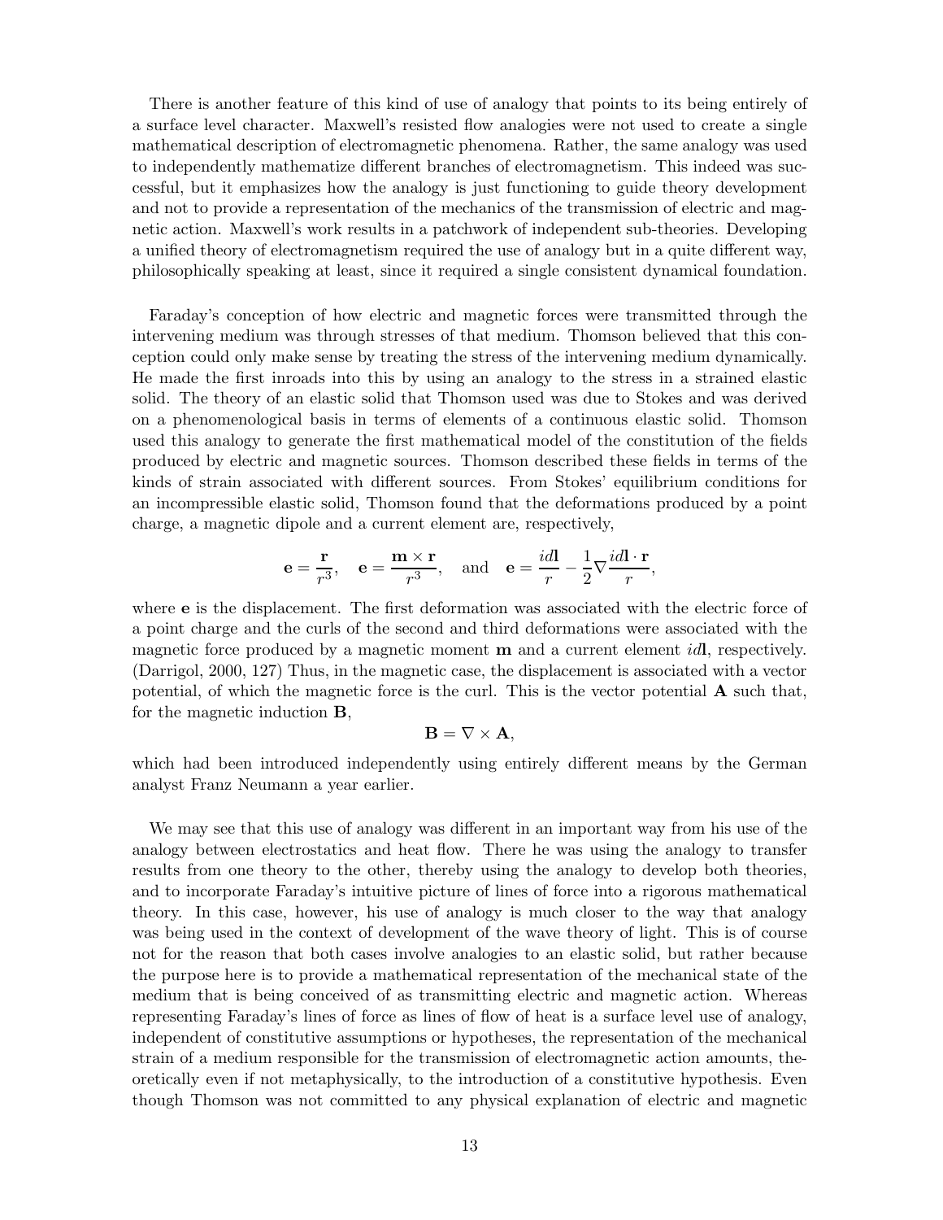There is another feature of this kind of use of analogy that points to its being entirely of a surface level character. Maxwell's resisted flow analogies were not used to create a single mathematical description of electromagnetic phenomena. Rather, the same analogy was used to independently mathematize different branches of electromagnetism. This indeed was successful, but it emphasizes how the analogy is just functioning to guide theory development and not to provide a representation of the mechanics of the transmission of electric and magnetic action. Maxwell's work results in a patchwork of independent sub-theories. Developing a unified theory of electromagnetism required the use of analogy but in a quite different way, philosophically speaking at least, since it required a single consistent dynamical foundation.

Faraday's conception of how electric and magnetic forces were transmitted through the intervening medium was through stresses of that medium. Thomson believed that this conception could only make sense by treating the stress of the intervening medium dynamically. He made the first inroads into this by using an analogy to the stress in a strained elastic solid. The theory of an elastic solid that Thomson used was due to Stokes and was derived on a phenomenological basis in terms of elements of a continuous elastic solid. Thomson used this analogy to generate the first mathematical model of the constitution of the fields produced by electric and magnetic sources. Thomson described these fields in terms of the kinds of strain associated with different sources. From Stokes' equilibrium conditions for an incompressible elastic solid, Thomson found that the deformations produced by a point charge, a magnetic dipole and a current element are, respectively,

$$\mathbf{e} = \frac{\mathbf{r}}{r^3}, \quad \mathbf{e} = \frac{\mathbf{m} \times \mathbf{r}}{r^3}, \quad \text{and} \quad \mathbf{e} = \frac{id\mathbf{l}}{r} - \frac{1}{2}\nabla \frac{id\mathbf{l} \cdot \mathbf{r}}{r},$$

where $\mathbf{e}$ is the displacement. The first deformation was associated with the electric force of a point charge and the curls of the second and third deformations were associated with the magnetic force produced by a magnetic moment $\mathbf{m}$ and a current element $id\mathbf{l}$, respectively. (Darrigol, 2000, 127) Thus, in the magnetic case, the displacement is associated with a vector potential, of which the magnetic force is the curl. This is the vector potential $\mathbf{A}$ such that, for the magnetic induction $\mathbf{B}$,

$$\mathbf{B} = \nabla \times \mathbf{A},$$

which had been introduced independently using entirely different means by the German analyst Franz Neumann a year earlier.

We may see that this use of analogy was different in an important way from his use of the analogy between electrostatics and heat flow. There he was using the analogy to transfer results from one theory to the other, thereby using the analogy to develop both theories, and to incorporate Faraday's intuitive picture of lines of force into a rigorous mathematical theory. In this case, however, his use of analogy is much closer to the way that analogy was being used in the context of development of the wave theory of light. This is of course not for the reason that both cases involve analogies to an elastic solid, but rather because the purpose here is to provide a mathematical representation of the mechanical state of the medium that is being conceived of as transmitting electric and magnetic action. Whereas representing Faraday's lines of force as lines of flow of heat is a surface level use of analogy, independent of constitutive assumptions or hypotheses, the representation of the mechanical strain of a medium responsible for the transmission of electromagnetic action amounts, theoretically even if not metaphysically, to the introduction of a constitutive hypothesis. Even though Thomson was not committed to any physical explanation of electric and magnetic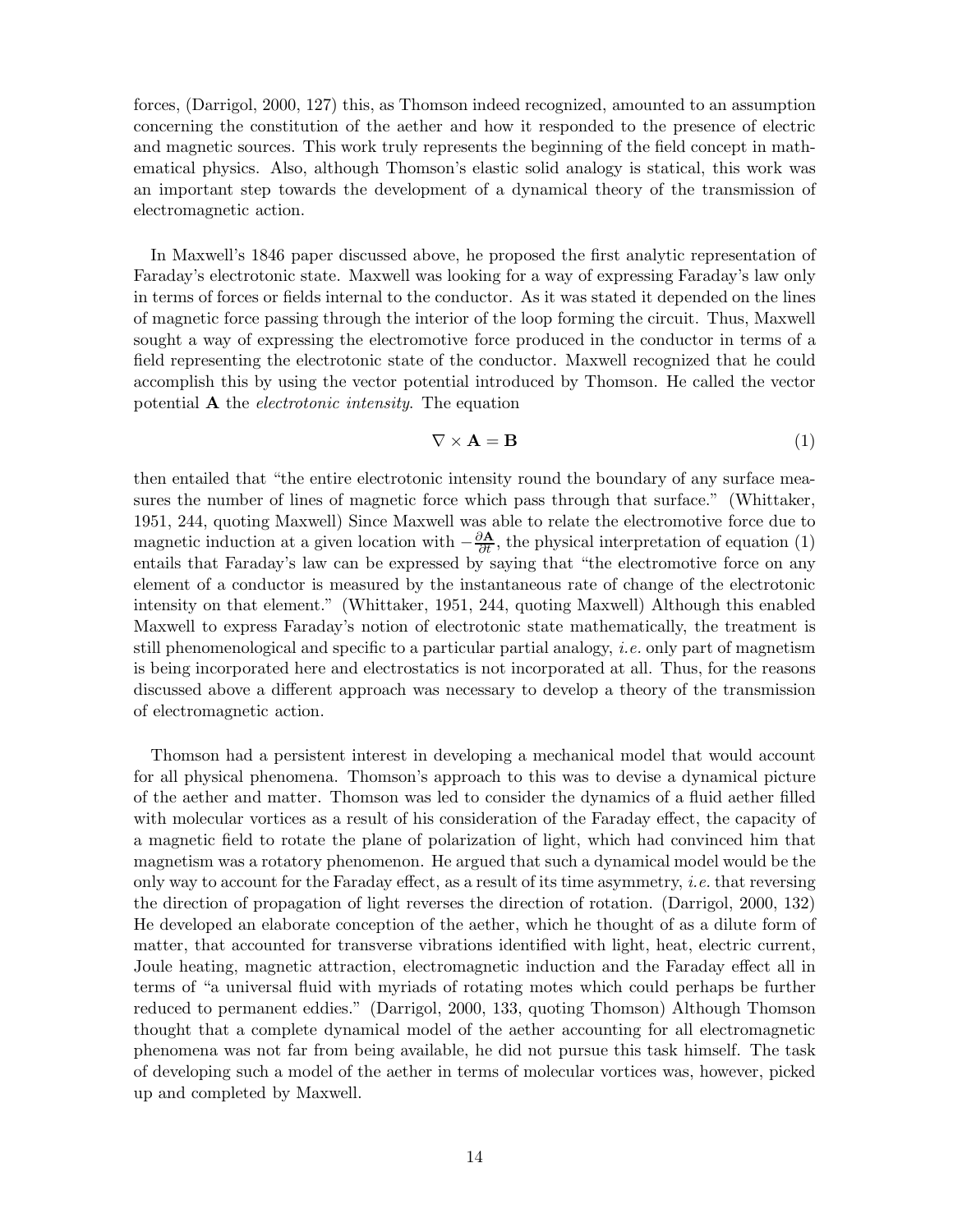forces, (Darrigol, 2000, 127) this, as Thomson indeed recognized, amounted to an assumption concerning the constitution of the aether and how it responded to the presence of electric and magnetic sources. This work truly represents the beginning of the field concept in mathematical physics. Also, although Thomson's elastic solid analogy is statical, this work was an important step towards the development of a dynamical theory of the transmission of electromagnetic action.

In Maxwell's 1846 paper discussed above, he proposed the first analytic representation of Faraday's electrotonic state. Maxwell was looking for a way of expressing Faraday's law only in terms of forces or fields internal to the conductor. As it was stated it depended on the lines of magnetic force passing through the interior of the loop forming the circuit. Thus, Maxwell sought a way of expressing the electromotive force produced in the conductor in terms of a field representing the electrotonic state of the conductor. Maxwell recognized that he could accomplish this by using the vector potential introduced by Thomson. He called the vector potential $\mathbf{A}$ the *electrotonic intensity*. The equation

$$\nabla \times \mathbf{A} = \mathbf{B} \tag{1}$$

then entailed that "the entire electrotonic intensity round the boundary of any surface measures the number of lines of magnetic force which pass through that surface." (Whittaker, 1951, 244, quoting Maxwell) Since Maxwell was able to relate the electromotive force due to magnetic induction at a given location with $-\frac{\partial \mathbf{A}}{\partial t}$, the physical interpretation of equation (1) entails that Faraday's law can be expressed by saying that "the electromotive force on any element of a conductor is measured by the instantaneous rate of change of the electrotonic intensity on that element." (Whittaker, 1951, 244, quoting Maxwell) Although this enabled Maxwell to express Faraday's notion of electrotonic state mathematically, the treatment is still phenomenological and specific to a particular partial analogy, *i.e.* only part of magnetism is being incorporated here and electrostatics is not incorporated at all. Thus, for the reasons discussed above a different approach was necessary to develop a theory of the transmission of electromagnetic action.

Thomson had a persistent interest in developing a mechanical model that would account for all physical phenomena. Thomson's approach to this was to devise a dynamical picture of the aether and matter. Thomson was led to consider the dynamics of a fluid aether filled with molecular vortices as a result of his consideration of the Faraday effect, the capacity of a magnetic field to rotate the plane of polarization of light, which had convinced him that magnetism was a rotatory phenomenon. He argued that such a dynamical model would be the only way to account for the Faraday effect, as a result of its time asymmetry, *i.e.* that reversing the direction of propagation of light reverses the direction of rotation. (Darrigol, 2000, 132) He developed an elaborate conception of the aether, which he thought of as a dilute form of matter, that accounted for transverse vibrations identified with light, heat, electric current, Joule heating, magnetic attraction, electromagnetic induction and the Faraday effect all in terms of "a universal fluid with myriads of rotating motes which could perhaps be further reduced to permanent eddies." (Darrigol, 2000, 133, quoting Thomson) Although Thomson thought that a complete dynamical model of the aether accounting for all electromagnetic phenomena was not far from being available, he did not pursue this task himself. The task of developing such a model of the aether in terms of molecular vortices was, however, picked up and completed by Maxwell.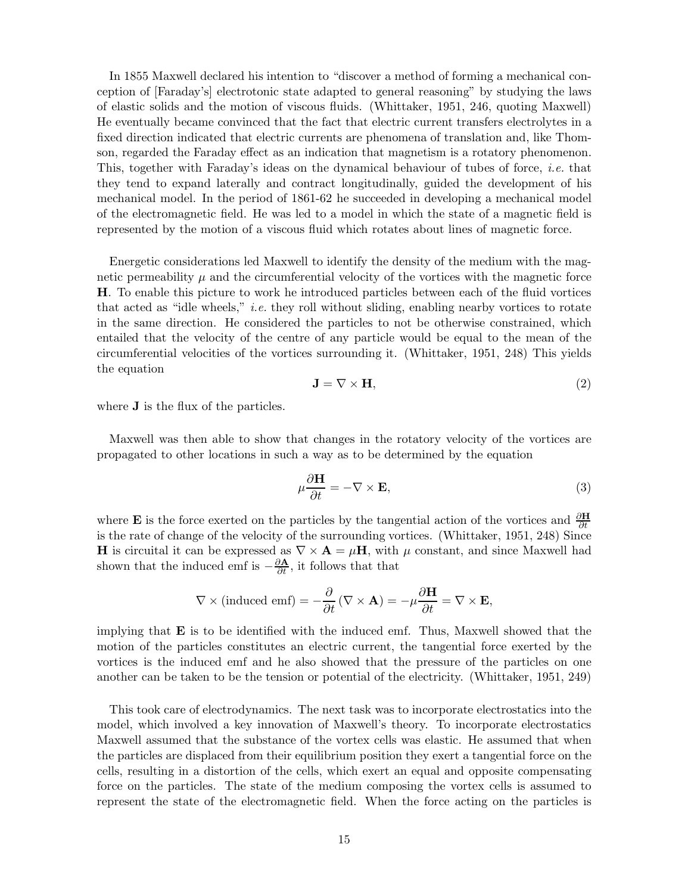In 1855 Maxwell declared his intention to "discover a method of forming a mechanical conception of [Faraday's] electrotonic state adapted to general reasoning" by studying the laws of elastic solids and the motion of viscous fluids. (Whittaker, 1951, 246, quoting Maxwell) He eventually became convinced that the fact that electric current transfers electrolytes in a fixed direction indicated that electric currents are phenomena of translation and, like Thomson, regarded the Faraday effect as an indication that magnetism is a rotatory phenomenon. This, together with Faraday's ideas on the dynamical behaviour of tubes of force, *i.e.* that they tend to expand laterally and contract longitudinally, guided the development of his mechanical model. In the period of 1861-62 he succeeded in developing a mechanical model of the electromagnetic field. He was led to a model in which the state of a magnetic field is represented by the motion of a viscous fluid which rotates about lines of magnetic force.

Energetic considerations led Maxwell to identify the density of the medium with the magnetic permeability $\mu$ and the circumferential velocity of the vortices with the magnetic force $\mathbf{H}$. To enable this picture to work he introduced particles between each of the fluid vortices that acted as "idle wheels," *i.e.* they roll without sliding, enabling nearby vortices to rotate in the same direction. He considered the particles to not be otherwise constrained, which entailed that the velocity of the centre of any particle would be equal to the mean of the circumferential velocities of the vortices surrounding it. (Whittaker, 1951, 248) This yields the equation

$$\mathbf{J} = \nabla \times \mathbf{H}, \tag{2}$$

where $\mathbf{J}$ is the flux of the particles.

Maxwell was then able to show that changes in the rotatory velocity of the vortices are propagated to other locations in such a way as to be determined by the equation

$$\mu \frac{\partial \mathbf{H}}{\partial t} = -\nabla \times \mathbf{E}, \tag{3}$$

where $\mathbf{E}$ is the force exerted on the particles by the tangential action of the vortices and $\frac{\partial \mathbf{H}}{\partial t}$ is the rate of change of the velocity of the surrounding vortices. (Whittaker, 1951, 248) Since $\mathbf{H}$ is circuital it can be expressed as $\nabla \times \mathbf{A} = \mu \mathbf{H}$, with $\mu$ constant, and since Maxwell had shown that the induced emf is $-\frac{\partial \mathbf{A}}{\partial t}$, it follows that that

$$\nabla \times (\text{induced emf}) = -\frac{\partial}{\partial t}(\nabla \times \mathbf{A}) = -\mu \frac{\partial \mathbf{H}}{\partial t} = \nabla \times \mathbf{E},$$

implying that $\mathbf{E}$ is to be identified with the induced emf. Thus, Maxwell showed that the motion of the particles constitutes an electric current, the tangential force exerted by the vortices is the induced emf and he also showed that the pressure of the particles on one another can be taken to be the tension or potential of the electricity. (Whittaker, 1951, 249)

This took care of electrodynamics. The next task was to incorporate electrostatics into the model, which involved a key innovation of Maxwell's theory. To incorporate electrostatics Maxwell assumed that the substance of the vortex cells was elastic. He assumed that when the particles are displaced from their equilibrium position they exert a tangential force on the cells, resulting in a distortion of the cells, which exert an equal and opposite compensating force on the particles. The state of the medium composing the vortex cells is assumed to represent the state of the electromagnetic field. When the force acting on the particles is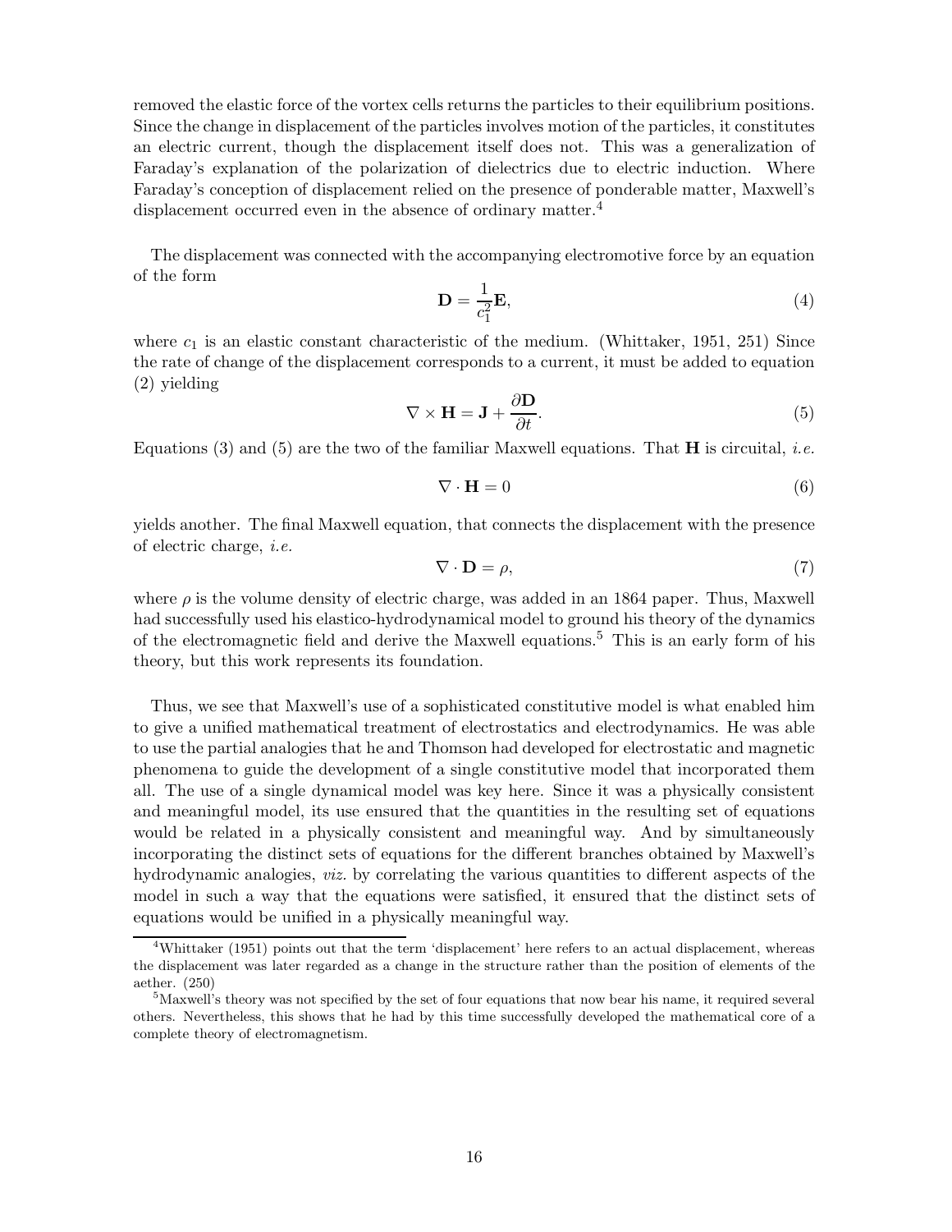removed the elastic force of the vortex cells returns the particles to their equilibrium positions. Since the change in displacement of the particles involves motion of the particles, it constitutes an electric current, though the displacement itself does not. This was a generalization of Faraday's explanation of the polarization of dielectrics due to electric induction. Where Faraday's conception of displacement relied on the presence of ponderable matter, Maxwell's displacement occurred even in the absence of ordinary matter.[4]

The displacement was connected with the accompanying electromotive force by an equation of the form

$$\mathbf{D} = \frac{1}{c_1^2}\mathbf{E}, \tag{4}$$

where $c_1$ is an elastic constant characteristic of the medium. (Whittaker, 1951, 251) Since the rate of change of the displacement corresponds to a current, it must be added to equation (2) yielding

$$\nabla \times \mathbf{H} = \mathbf{J} + \frac{\partial \mathbf{D}}{\partial t}. \tag{5}$$

Equations (3) and (5) are the two of the familiar Maxwell equations. That $\mathbf{H}$ is circuital, *i.e.*

$$\nabla \cdot \mathbf{H} = 0 \tag{6}$$

yields another. The final Maxwell equation, that connects the displacement with the presence of electric charge, *i.e.*

$$\nabla \cdot \mathbf{D} = \rho, \tag{7}$$

where $\rho$ is the volume density of electric charge, was added in an 1864 paper. Thus, Maxwell had successfully used his elastico-hydrodynamical model to ground his theory of the dynamics of the electromagnetic field and derive the Maxwell equations.[5] This is an early form of his theory, but this work represents its foundation.

Thus, we see that Maxwell's use of a sophisticated constitutive model is what enabled him to give a unified mathematical treatment of electrostatics and electrodynamics. He was able to use the partial analogies that he and Thomson had developed for electrostatic and magnetic phenomena to guide the development of a single constitutive model that incorporated them all. The use of a single dynamical model was key here. Since it was a physically consistent and meaningful model, its use ensured that the quantities in the resulting set of equations would be related in a physically consistent and meaningful way. And by simultaneously incorporating the distinct sets of equations for the different branches obtained by Maxwell's hydrodynamic analogies, *viz.* by correlating the various quantities to different aspects of the model in such a way that the equations were satisfied, it ensured that the distinct sets of equations would be unified in a physically meaningful way.

[4] Whittaker (1951) points out that the term 'displacement' here refers to an actual displacement, whereas the displacement was later regarded as a change in the structure rather than the position of elements of the aether. (250)

[5] Maxwell's theory was not specified by the set of four equations that now bear his name, it required several others. Nevertheless, this shows that he had by this time successfully developed the mathematical core of a complete theory of electromagnetism.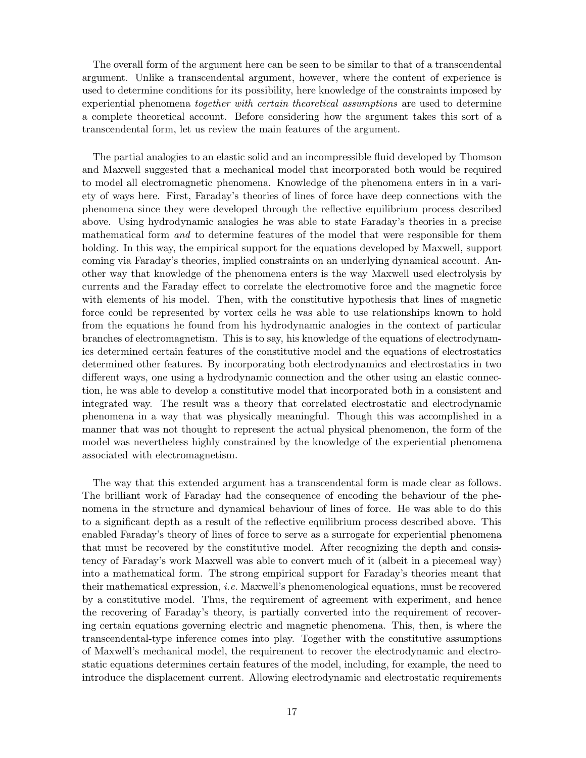The overall form of the argument here can be seen to be similar to that of a transcendental argument. Unlike a transcendental argument, however, where the content of experience is used to determine conditions for its possibility, here knowledge of the constraints imposed by experiential phenomena *together with certain theoretical assumptions* are used to determine a complete theoretical account. Before considering how the argument takes this sort of a transcendental form, let us review the main features of the argument.

The partial analogies to an elastic solid and an incompressible fluid developed by Thomson and Maxwell suggested that a mechanical model that incorporated both would be required to model all electromagnetic phenomena. Knowledge of the phenomena enters in in a variety of ways here. First, Faraday's theories of lines of force have deep connections with the phenomena since they were developed through the reflective equilibrium process described above. Using hydrodynamic analogies he was able to state Faraday's theories in a precise mathematical form *and* to determine features of the model that were responsible for them holding. In this way, the empirical support for the equations developed by Maxwell, support coming via Faraday's theories, implied constraints on an underlying dynamical account. Another way that knowledge of the phenomena enters is the way Maxwell used electrolysis by currents and the Faraday effect to correlate the electromotive force and the magnetic force with elements of his model. Then, with the constitutive hypothesis that lines of magnetic force could be represented by vortex cells he was able to use relationships known to hold from the equations he found from his hydrodynamic analogies in the context of particular branches of electromagnetism. This is to say, his knowledge of the equations of electrodynamics determined certain features of the constitutive model and the equations of electrostatics determined other features. By incorporating both electrodynamics and electrostatics in two different ways, one using a hydrodynamic connection and the other using an elastic connection, he was able to develop a constitutive model that incorporated both in a consistent and integrated way. The result was a theory that correlated electrostatic and electrodynamic phenomena in a way that was physically meaningful. Though this was accomplished in a manner that was not thought to represent the actual physical phenomenon, the form of the model was nevertheless highly constrained by the knowledge of the experiential phenomena associated with electromagnetism.

The way that this extended argument has a transcendental form is made clear as follows. The brilliant work of Faraday had the consequence of encoding the behaviour of the phenomena in the structure and dynamical behaviour of lines of force. He was able to do this to a significant depth as a result of the reflective equilibrium process described above. This enabled Faraday's theory of lines of force to serve as a surrogate for experiential phenomena that must be recovered by the constitutive model. After recognizing the depth and consistency of Faraday's work Maxwell was able to convert much of it (albeit in a piecemeal way) into a mathematical form. The strong empirical support for Faraday's theories meant that their mathematical expression, *i.e.* Maxwell's phenomenological equations, must be recovered by a constitutive model. Thus, the requirement of agreement with experiment, and hence the recovering of Faraday's theory, is partially converted into the requirement of recovering certain equations governing electric and magnetic phenomena. This, then, is where the transcendental-type inference comes into play. Together with the constitutive assumptions of Maxwell's mechanical model, the requirement to recover the electrodynamic and electrostatic equations determines certain features of the model, including, for example, the need to introduce the displacement current. Allowing electrodynamic and electrostatic requirements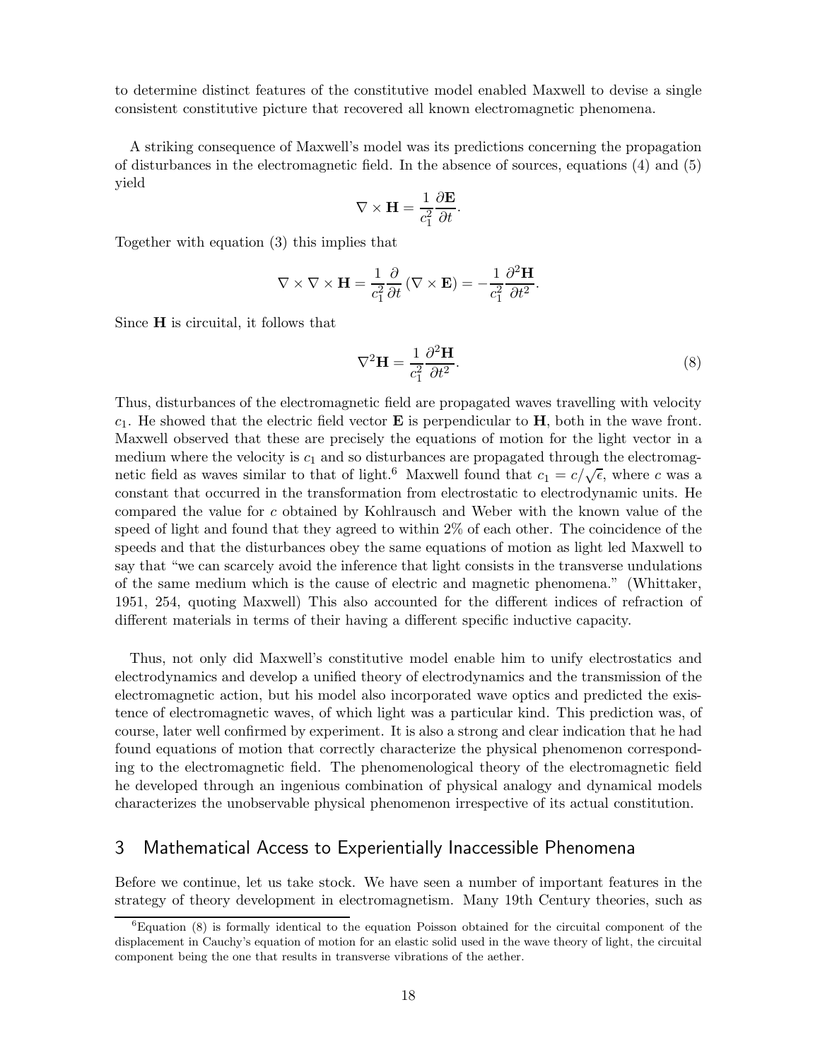to determine distinct features of the constitutive model enabled Maxwell to devise a single consistent constitutive picture that recovered all known electromagnetic phenomena.

A striking consequence of Maxwell's model was its predictions concerning the propagation of disturbances in the electromagnetic field. In the absence of sources, equations (4) and (5) yield

$$\nabla \times \mathbf{H} = \frac{1}{c_1^2}\frac{\partial \mathbf{E}}{\partial t}.$$

Together with equation (3) this implies that

$$\nabla \times \nabla \times \mathbf{H} = \frac{1}{c_1^2}\frac{\partial}{\partial t}\left(\nabla \times \mathbf{E}\right) = -\frac{1}{c_1^2}\frac{\partial^2 \mathbf{H}}{\partial t^2}.$$

Since $\mathbf{H}$ is circuital, it follows that

$$\nabla^2 \mathbf{H} = \frac{1}{c_1^2}\frac{\partial^2 \mathbf{H}}{\partial t^2}. \tag{8}$$

Thus, disturbances of the electromagnetic field are propagated waves travelling with velocity $c_1$. He showed that the electric field vector $\mathbf{E}$ is perpendicular to $\mathbf{H}$, both in the wave front. Maxwell observed that these are precisely the equations of motion for the light vector in a medium where the velocity is $c_1$ and so disturbances are propagated through the electromagnetic field as waves similar to that of light.[6] Maxwell found that $c_1 = c/\sqrt{\epsilon}$, where $c$ was a constant that occurred in the transformation from electrostatic to electrodynamic units. He compared the value for $c$ obtained by Kohlrausch and Weber with the known value of the speed of light and found that they agreed to within 2% of each other. The coincidence of the speeds and that the disturbances obey the same equations of motion as light led Maxwell to say that "we can scarcely avoid the inference that light consists in the transverse undulations of the same medium which is the cause of electric and magnetic phenomena." (Whittaker, 1951, 254, quoting Maxwell) This also accounted for the different indices of refraction of different materials in terms of their having a different specific inductive capacity.

Thus, not only did Maxwell's constitutive model enable him to unify electrostatics and electrodynamics and develop a unified theory of electrodynamics and the transmission of the electromagnetic action, but his model also incorporated wave optics and predicted the existence of electromagnetic waves, of which light was a particular kind. This prediction was, of course, later well confirmed by experiment. It is also a strong and clear indication that he had found equations of motion that correctly characterize the physical phenomenon corresponding to the electromagnetic field. The phenomenological theory of the electromagnetic field he developed through an ingenious combination of physical analogy and dynamical models characterizes the unobservable physical phenomenon irrespective of its actual constitution.

## 3 Mathematical Access to Experientially Inaccessible Phenomena

Before we continue, let us take stock. We have seen a number of important features in the strategy of theory development in electromagnetism. Many 19th Century theories, such as

[6] Equation (8) is formally identical to the equation Poisson obtained for the circuital component of the displacement in Cauchy's equation of motion for an elastic solid used in the wave theory of light, the circuital component being the one that results in transverse vibrations of the aether.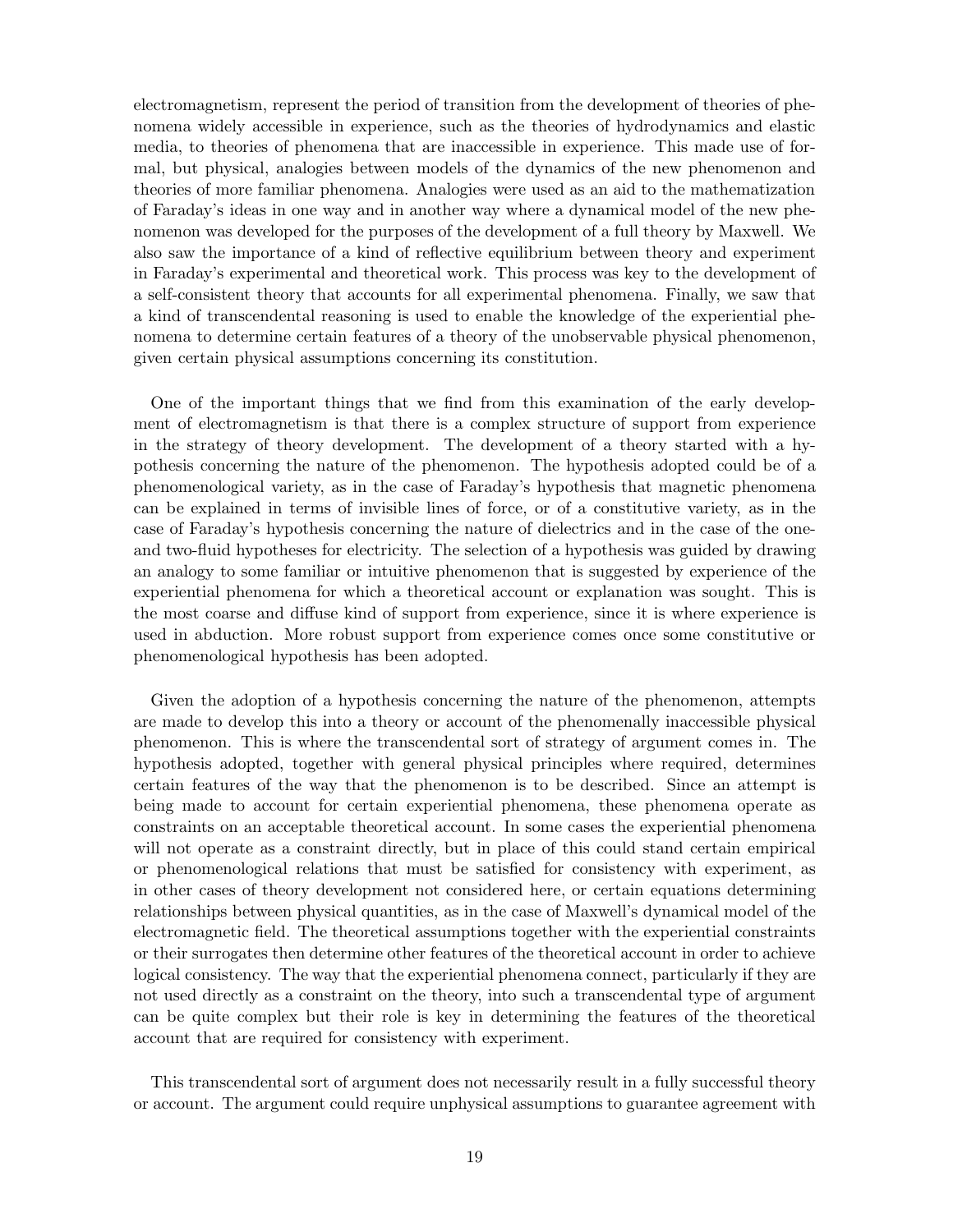electromagnetism, represent the period of transition from the development of theories of phenomena widely accessible in experience, such as the theories of hydrodynamics and elastic media, to theories of phenomena that are inaccessible in experience. This made use of formal, but physical, analogies between models of the dynamics of the new phenomenon and theories of more familiar phenomena. Analogies were used as an aid to the mathematization of Faraday's ideas in one way and in another way where a dynamical model of the new phenomenon was developed for the purposes of the development of a full theory by Maxwell. We also saw the importance of a kind of reflective equilibrium between theory and experiment in Faraday's experimental and theoretical work. This process was key to the development of a self-consistent theory that accounts for all experimental phenomena. Finally, we saw that a kind of transcendental reasoning is used to enable the knowledge of the experiential phenomena to determine certain features of a theory of the unobservable physical phenomenon, given certain physical assumptions concerning its constitution.

One of the important things that we find from this examination of the early development of electromagnetism is that there is a complex structure of support from experience in the strategy of theory development. The development of a theory started with a hypothesis concerning the nature of the phenomenon. The hypothesis adopted could be of a phenomenological variety, as in the case of Faraday's hypothesis that magnetic phenomena can be explained in terms of invisible lines of force, or of a constitutive variety, as in the case of Faraday's hypothesis concerning the nature of dielectrics and in the case of the one- and two-fluid hypotheses for electricity. The selection of a hypothesis was guided by drawing an analogy to some familiar or intuitive phenomenon that is suggested by experience of the experiential phenomena for which a theoretical account or explanation was sought. This is the most coarse and diffuse kind of support from experience, since it is where experience is used in abduction. More robust support from experience comes once some constitutive or phenomenological hypothesis has been adopted.

Given the adoption of a hypothesis concerning the nature of the phenomenon, attempts are made to develop this into a theory or account of the phenomenally inaccessible physical phenomenon. This is where the transcendental sort of strategy of argument comes in. The hypothesis adopted, together with general physical principles where required, determines certain features of the way that the phenomenon is to be described. Since an attempt is being made to account for certain experiential phenomena, these phenomena operate as constraints on an acceptable theoretical account. In some cases the experiential phenomena will not operate as a constraint directly, but in place of this could stand certain empirical or phenomenological relations that must be satisfied for consistency with experiment, as in other cases of theory development not considered here, or certain equations determining relationships between physical quantities, as in the case of Maxwell's dynamical model of the electromagnetic field. The theoretical assumptions together with the experiential constraints or their surrogates then determine other features of the theoretical account in order to achieve logical consistency. The way that the experiential phenomena connect, particularly if they are not used directly as a constraint on the theory, into such a transcendental type of argument can be quite complex but their role is key in determining the features of the theoretical account that are required for consistency with experiment.

This transcendental sort of argument does not necessarily result in a fully successful theory or account. The argument could require unphysical assumptions to guarantee agreement with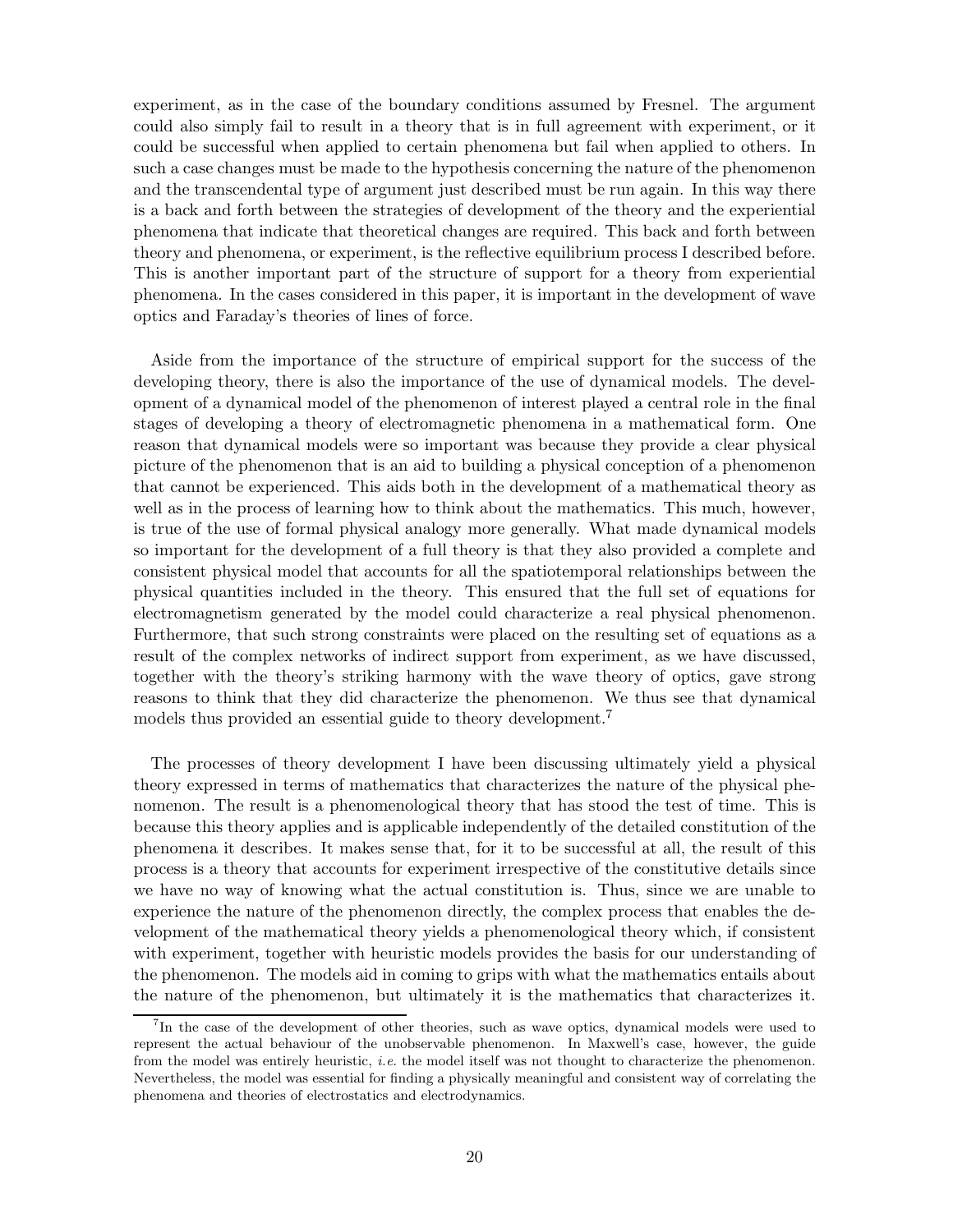experiment, as in the case of the boundary conditions assumed by Fresnel. The argument could also simply fail to result in a theory that is in full agreement with experiment, or it could be successful when applied to certain phenomena but fail when applied to others. In such a case changes must be made to the hypothesis concerning the nature of the phenomenon and the transcendental type of argument just described must be run again. In this way there is a back and forth between the strategies of development of the theory and the experiential phenomena that indicate that theoretical changes are required. This back and forth between theory and phenomena, or experiment, is the reflective equilibrium process I described before. This is another important part of the structure of support for a theory from experiential phenomena. In the cases considered in this paper, it is important in the development of wave optics and Faraday's theories of lines of force.

Aside from the importance of the structure of empirical support for the success of the developing theory, there is also the importance of the use of dynamical models. The development of a dynamical model of the phenomenon of interest played a central role in the final stages of developing a theory of electromagnetic phenomena in a mathematical form. One reason that dynamical models were so important was because they provide a clear physical picture of the phenomenon that is an aid to building a physical conception of a phenomenon that cannot be experienced. This aids both in the development of a mathematical theory as well as in the process of learning how to think about the mathematics. This much, however, is true of the use of formal physical analogy more generally. What made dynamical models so important for the development of a full theory is that they also provided a complete and consistent physical model that accounts for all the spatiotemporal relationships between the physical quantities included in the theory. This ensured that the full set of equations for electromagnetism generated by the model could characterize a real physical phenomenon. Furthermore, that such strong constraints were placed on the resulting set of equations as a result of the complex networks of indirect support from experiment, as we have discussed, together with the theory's striking harmony with the wave theory of optics, gave strong reasons to think that they did characterize the phenomenon. We thus see that dynamical models thus provided an essential guide to theory development.[7]

The processes of theory development I have been discussing ultimately yield a physical theory expressed in terms of mathematics that characterizes the nature of the physical phenomenon. The result is a phenomenological theory that has stood the test of time. This is because this theory applies and is applicable independently of the detailed constitution of the phenomena it describes. It makes sense that, for it to be successful at all, the result of this process is a theory that accounts for experiment irrespective of the constitutive details since we have no way of knowing what the actual constitution is. Thus, since we are unable to experience the nature of the phenomenon directly, the complex process that enables the development of the mathematical theory yields a phenomenological theory which, if consistent with experiment, together with heuristic models provides the basis for our understanding of the phenomenon. The models aid in coming to grips with what the mathematics entails about the nature of the phenomenon, but ultimately it is the mathematics that characterizes it.

[7] In the case of the development of other theories, such as wave optics, dynamical models were used to represent the actual behaviour of the unobservable phenomenon. In Maxwell's case, however, the guide from the model was entirely heuristic, *i.e.* the model itself was not thought to characterize the phenomenon. Nevertheless, the model was essential for finding a physically meaningful and consistent way of correlating the phenomena and theories of electrostatics and electrodynamics.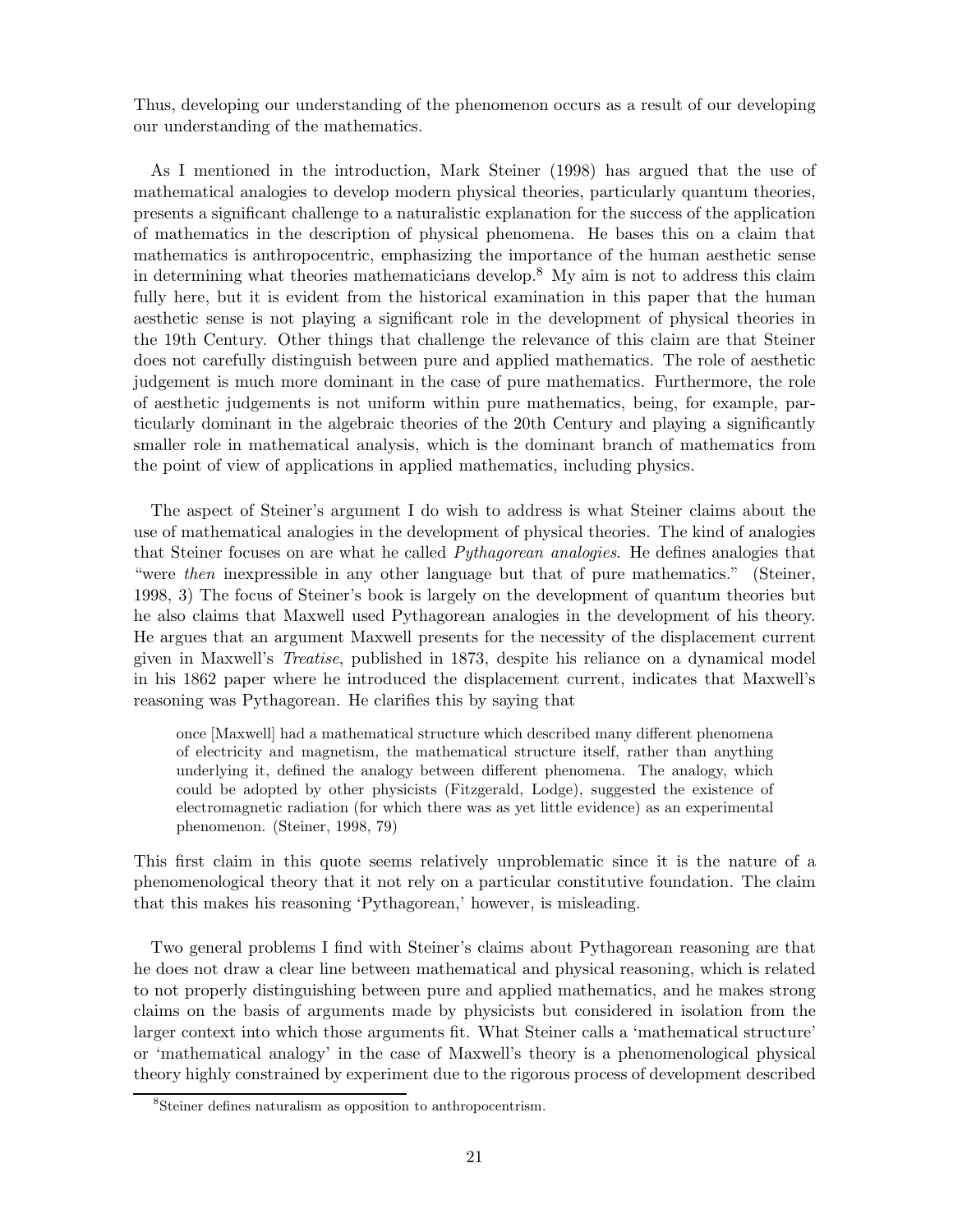Thus, developing our understanding of the phenomenon occurs as a result of our developing our understanding of the mathematics.

As I mentioned in the introduction, Mark Steiner (1998) has argued that the use of mathematical analogies to develop modern physical theories, particularly quantum theories, presents a significant challenge to a naturalistic explanation for the success of the application of mathematics in the description of physical phenomena. He bases this on a claim that mathematics is anthropocentric, emphasizing the importance of the human aesthetic sense in determining what theories mathematicians develop.[8] My aim is not to address this claim fully here, but it is evident from the historical examination in this paper that the human aesthetic sense is not playing a significant role in the development of physical theories in the 19th Century. Other things that challenge the relevance of this claim are that Steiner does not carefully distinguish between pure and applied mathematics. The role of aesthetic judgement is much more dominant in the case of pure mathematics. Furthermore, the role of aesthetic judgements is not uniform within pure mathematics, being, for example, particularly dominant in the algebraic theories of the 20th Century and playing a significantly smaller role in mathematical analysis, which is the dominant branch of mathematics from the point of view of applications in applied mathematics, including physics.

The aspect of Steiner's argument I do wish to address is what Steiner claims about the use of mathematical analogies in the development of physical theories. The kind of analogies that Steiner focuses on are what he called *Pythagorean analogies*. He defines analogies that "were *then* inexpressible in any other language but that of pure mathematics." (Steiner, 1998, 3) The focus of Steiner's book is largely on the development of quantum theories but he also claims that Maxwell used Pythagorean analogies in the development of his theory. He argues that an argument Maxwell presents for the necessity of the displacement current given in Maxwell's *Treatise*, published in 1873, despite his reliance on a dynamical model in his 1862 paper where he introduced the displacement current, indicates that Maxwell's reasoning was Pythagorean. He clarifies this by saying that

> once [Maxwell] had a mathematical structure which described many different phenomena of electricity and magnetism, the mathematical structure itself, rather than anything underlying it, defined the analogy between different phenomena. The analogy, which could be adopted by other physicists (Fitzgerald, Lodge), suggested the existence of electromagnetic radiation (for which there was as yet little evidence) as an experimental phenomenon. (Steiner, 1998, 79)

This first claim in this quote seems relatively unproblematic since it is the nature of a phenomenological theory that it not rely on a particular constitutive foundation. The claim that this makes his reasoning 'Pythagorean,' however, is misleading.

Two general problems I find with Steiner's claims about Pythagorean reasoning are that he does not draw a clear line between mathematical and physical reasoning, which is related to not properly distinguishing between pure and applied mathematics, and he makes strong claims on the basis of arguments made by physicists but considered in isolation from the larger context into which those arguments fit. What Steiner calls a 'mathematical structure' or 'mathematical analogy' in the case of Maxwell's theory is a phenomenological physical theory highly constrained by experiment due to the rigorous process of development described

[8] Steiner defines naturalism as opposition to anthropocentrism.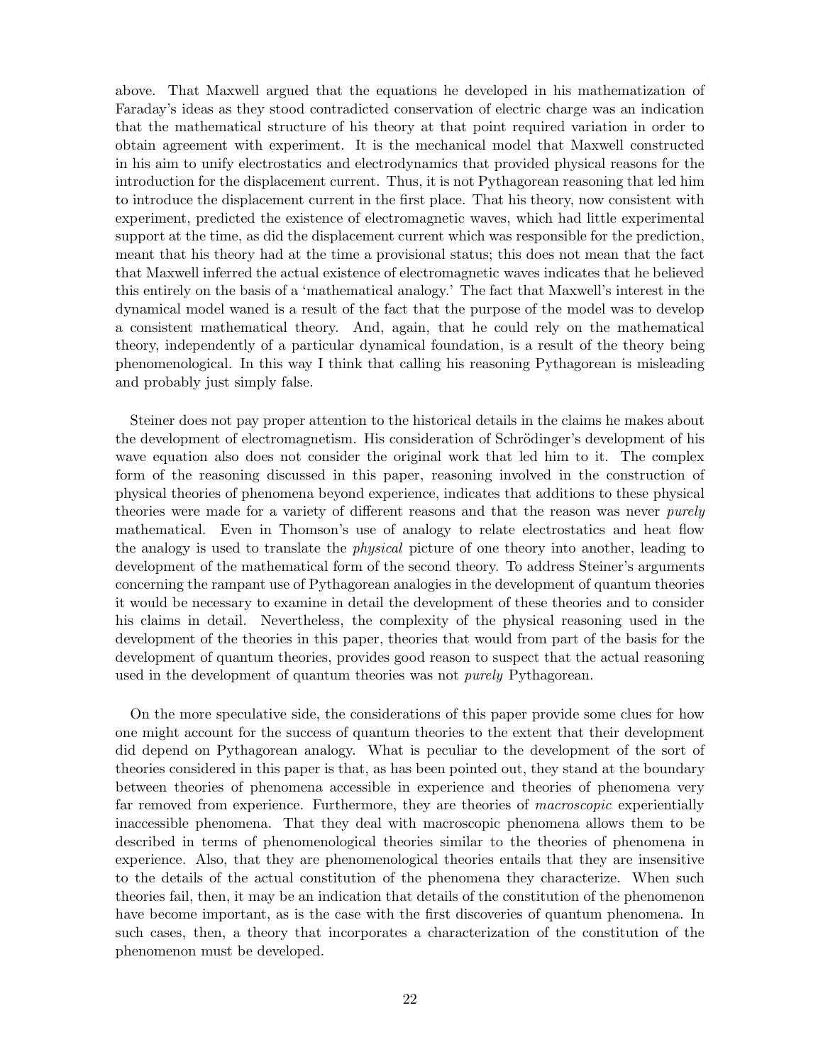above. That Maxwell argued that the equations he developed in his mathematization of Faraday's ideas as they stood contradicted conservation of electric charge was an indication that the mathematical structure of his theory at that point required variation in order to obtain agreement with experiment. It is the mechanical model that Maxwell constructed in his aim to unify electrostatics and electrodynamics that provided physical reasons for the introduction for the displacement current. Thus, it is not Pythagorean reasoning that led him to introduce the displacement current in the first place. That his theory, now consistent with experiment, predicted the existence of electromagnetic waves, which had little experimental support at the time, as did the displacement current which was responsible for the prediction, meant that his theory had at the time a provisional status; this does not mean that the fact that Maxwell inferred the actual existence of electromagnetic waves indicates that he believed this entirely on the basis of a 'mathematical analogy.' The fact that Maxwell's interest in the dynamical model waned is a result of the fact that the purpose of the model was to develop a consistent mathematical theory. And, again, that he could rely on the mathematical theory, independently of a particular dynamical foundation, is a result of the theory being phenomenological. In this way I think that calling his reasoning Pythagorean is misleading and probably just simply false.

Steiner does not pay proper attention to the historical details in the claims he makes about the development of electromagnetism. His consideration of Schrödinger's development of his wave equation also does not consider the original work that led him to it. The complex form of the reasoning discussed in this paper, reasoning involved in the construction of physical theories of phenomena beyond experience, indicates that additions to these physical theories were made for a variety of different reasons and that the reason was never *purely* mathematical. Even in Thomson's use of analogy to relate electrostatics and heat flow the analogy is used to translate the *physical* picture of one theory into another, leading to development of the mathematical form of the second theory. To address Steiner's arguments concerning the rampant use of Pythagorean analogies in the development of quantum theories it would be necessary to examine in detail the development of these theories and to consider his claims in detail. Nevertheless, the complexity of the physical reasoning used in the development of the theories in this paper, theories that would from part of the basis for the development of quantum theories, provides good reason to suspect that the actual reasoning used in the development of quantum theories was not *purely* Pythagorean.

On the more speculative side, the considerations of this paper provide some clues for how one might account for the success of quantum theories to the extent that their development did depend on Pythagorean analogy. What is peculiar to the development of the sort of theories considered in this paper is that, as has been pointed out, they stand at the boundary between theories of phenomena accessible in experience and theories of phenomena very far removed from experience. Furthermore, they are theories of *macroscopic* experientially inaccessible phenomena. That they deal with macroscopic phenomena allows them to be described in terms of phenomenological theories similar to the theories of phenomena in experience. Also, that they are phenomenological theories entails that they are insensitive to the details of the actual constitution of the phenomena they characterize. When such theories fail, then, it may be an indication that details of the constitution of the phenomenon have become important, as is the case with the first discoveries of quantum phenomena. In such cases, then, a theory that incorporates a characterization of the constitution of the phenomenon must be developed.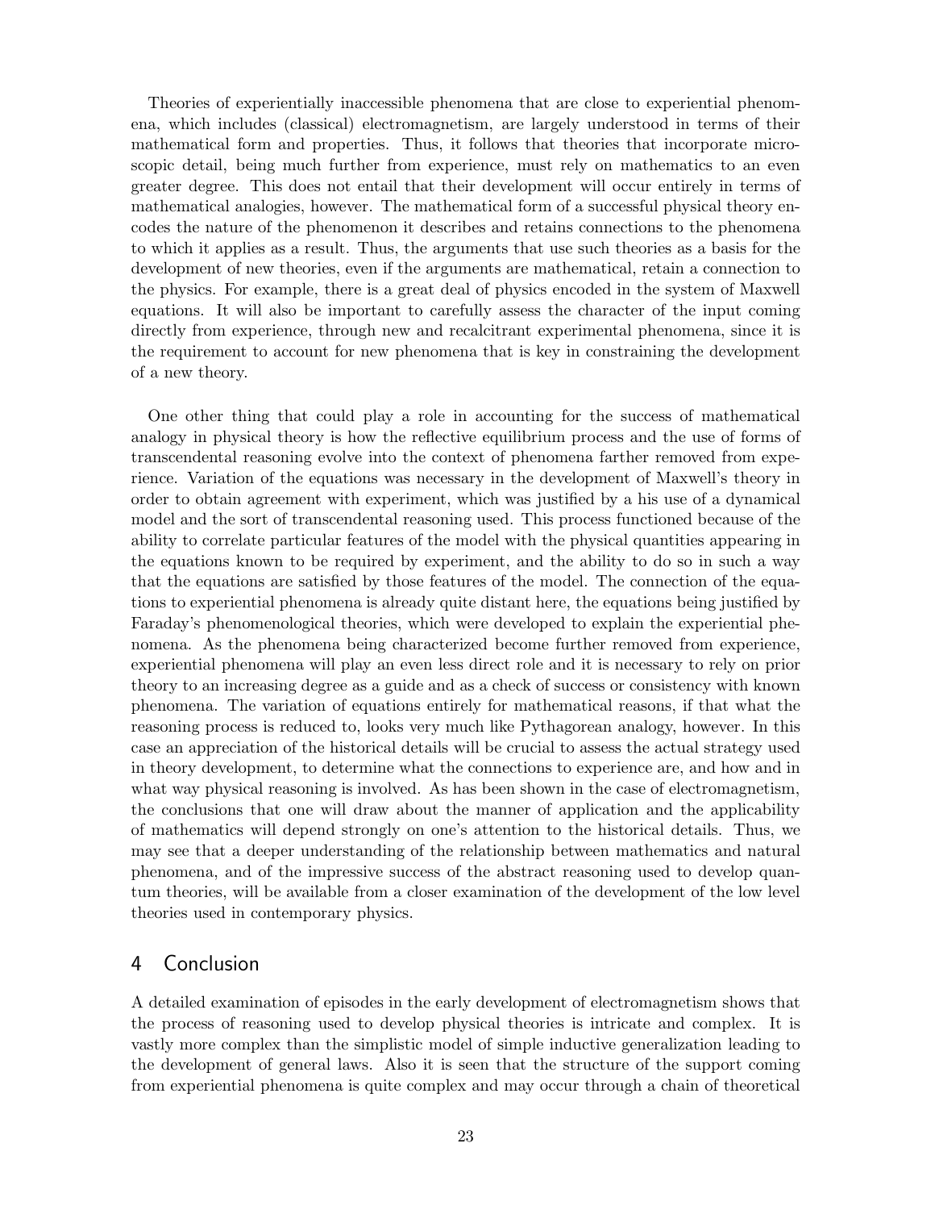Theories of experientially inaccessible phenomena that are close to experiential phenomena, which includes (classical) electromagnetism, are largely understood in terms of their mathematical form and properties. Thus, it follows that theories that incorporate microscopic detail, being much further from experience, must rely on mathematics to an even greater degree. This does not entail that their development will occur entirely in terms of mathematical analogies, however. The mathematical form of a successful physical theory encodes the nature of the phenomenon it describes and retains connections to the phenomena to which it applies as a result. Thus, the arguments that use such theories as a basis for the development of new theories, even if the arguments are mathematical, retain a connection to the physics. For example, there is a great deal of physics encoded in the system of Maxwell equations. It will also be important to carefully assess the character of the input coming directly from experience, through new and recalcitrant experimental phenomena, since it is the requirement to account for new phenomena that is key in constraining the development of a new theory.

One other thing that could play a role in accounting for the success of mathematical analogy in physical theory is how the reflective equilibrium process and the use of forms of transcendental reasoning evolve into the context of phenomena farther removed from experience. Variation of the equations was necessary in the development of Maxwell's theory in order to obtain agreement with experiment, which was justified by a his use of a dynamical model and the sort of transcendental reasoning used. This process functioned because of the ability to correlate particular features of the model with the physical quantities appearing in the equations known to be required by experiment, and the ability to do so in such a way that the equations are satisfied by those features of the model. The connection of the equations to experiential phenomena is already quite distant here, the equations being justified by Faraday's phenomenological theories, which were developed to explain the experiential phenomena. As the phenomena being characterized become further removed from experience, experiential phenomena will play an even less direct role and it is necessary to rely on prior theory to an increasing degree as a guide and as a check of success or consistency with known phenomena. The variation of equations entirely for mathematical reasons, if that what the reasoning process is reduced to, looks very much like Pythagorean analogy, however. In this case an appreciation of the historical details will be crucial to assess the actual strategy used in theory development, to determine what the connections to experience are, and how and in what way physical reasoning is involved. As has been shown in the case of electromagnetism, the conclusions that one will draw about the manner of application and the applicability of mathematics will depend strongly on one's attention to the historical details. Thus, we may see that a deeper understanding of the relationship between mathematics and natural phenomena, and of the impressive success of the abstract reasoning used to develop quantum theories, will be available from a closer examination of the development of the low level theories used in contemporary physics.

## 4 Conclusion

A detailed examination of episodes in the early development of electromagnetism shows that the process of reasoning used to develop physical theories is intricate and complex. It is vastly more complex than the simplistic model of simple inductive generalization leading to the development of general laws. Also it is seen that the structure of the support coming from experiential phenomena is quite complex and may occur through a chain of theoretical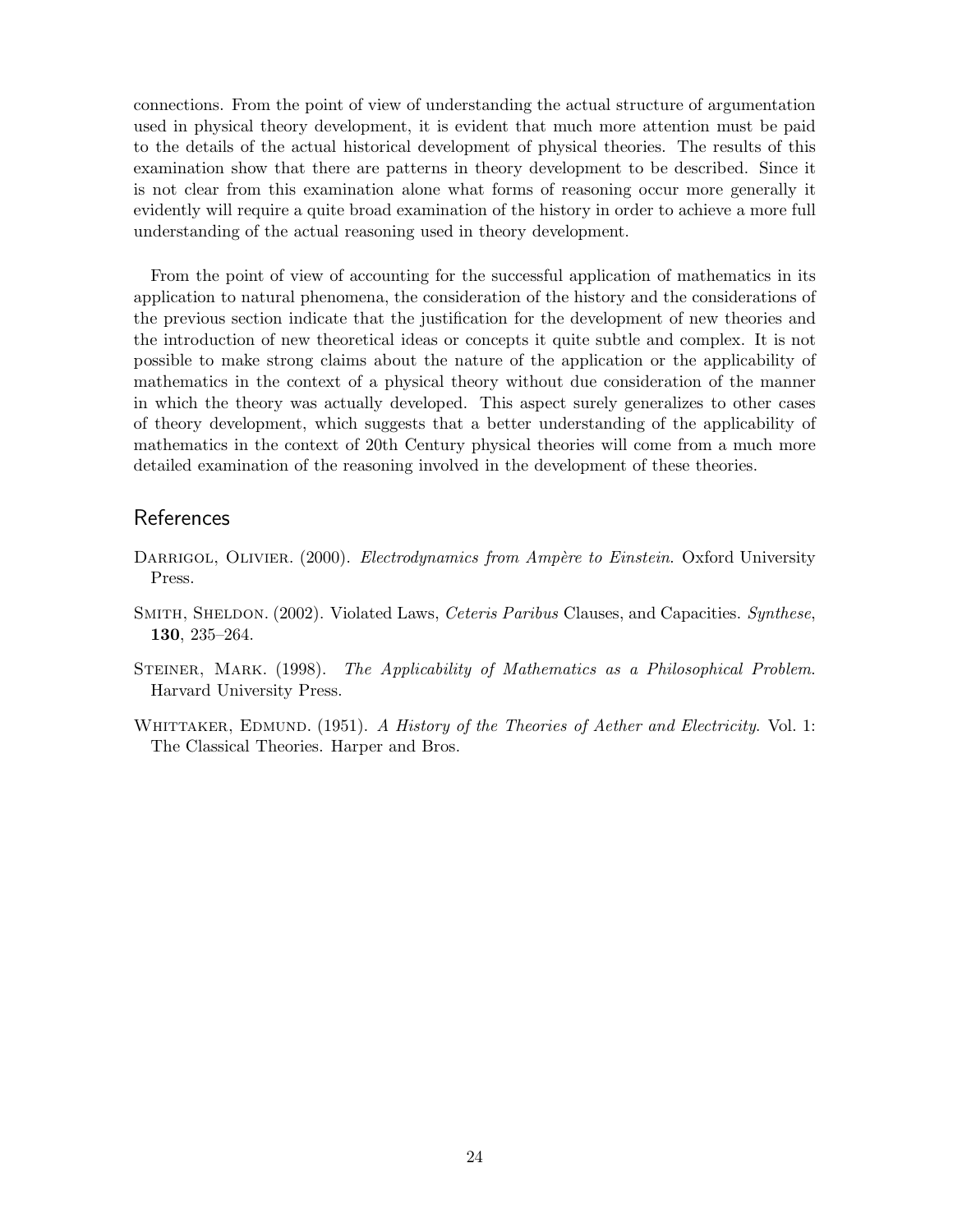connections. From the point of view of understanding the actual structure of argumentation used in physical theory development, it is evident that much more attention must be paid to the details of the actual historical development of physical theories. The results of this examination show that there are patterns in theory development to be described. Since it is not clear from this examination alone what forms of reasoning occur more generally it evidently will require a quite broad examination of the history in order to achieve a more full understanding of the actual reasoning used in theory development.

From the point of view of accounting for the successful application of mathematics in its application to natural phenomena, the consideration of the history and the considerations of the previous section indicate that the justification for the development of new theories and the introduction of new theoretical ideas or concepts it quite subtle and complex. It is not possible to make strong claims about the nature of the application or the applicability of mathematics in the context of a physical theory without due consideration of the manner in which the theory was actually developed. This aspect surely generalizes to other cases of theory development, which suggests that a better understanding of the applicability of mathematics in the context of 20th Century physical theories will come from a much more detailed examination of the reasoning involved in the development of these theories.

## References

Darrigol, Olivier. (2000). *Electrodynamics from Ampère to Einstein*. Oxford University Press.

Smith, Sheldon. (2002). Violated Laws, *Ceteris Paribus* Clauses, and Capacities. *Synthese*, **130**, 235–264.

Steiner, Mark. (1998). *The Applicability of Mathematics as a Philosophical Problem*. Harvard University Press.

Whittaker, Edmund. (1951). *A History of the Theories of Aether and Electricity*. Vol. 1: The Classical Theories. Harper and Bros.